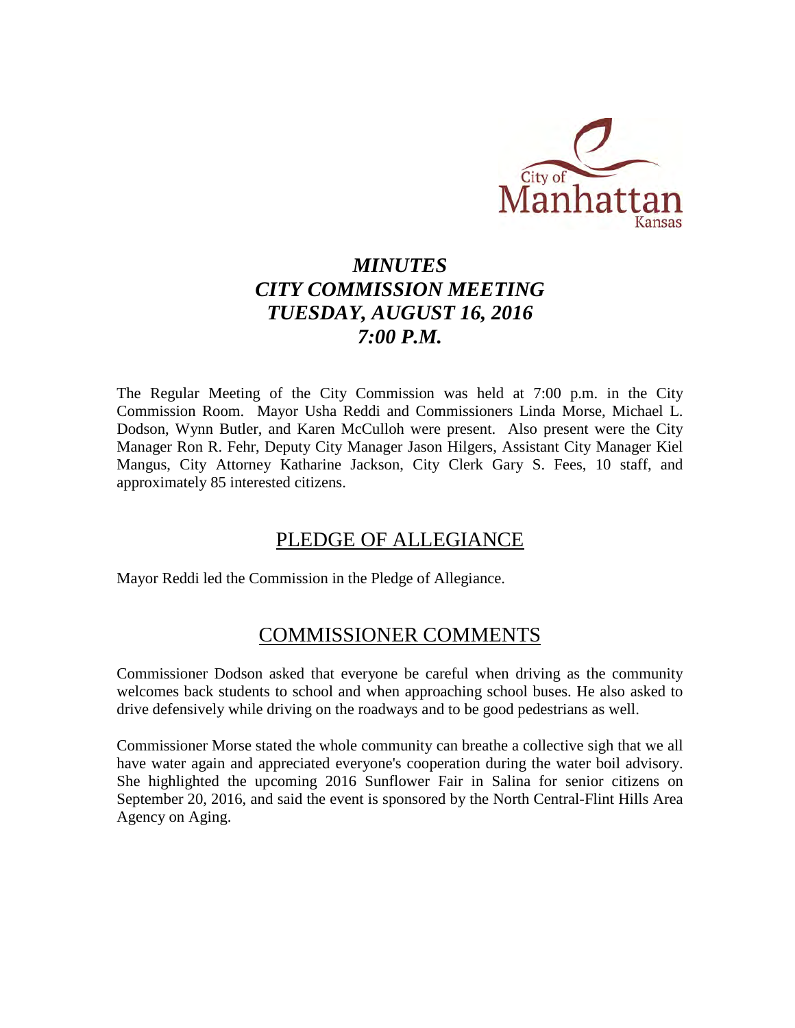# *MINUTES*
# *CITY COMMISSION MEETING*
# *TUESDAY, AUGUST 16, 2016*
# *7:00 P.M.*

The Regular Meeting of the City Commission was held at 7:00 p.m. in the City Commission Room. Mayor Usha Reddi and Commissioners Linda Morse, Michael L. Dodson, Wynn Butler, and Karen McCulloh were present. Also present were the City Manager Ron R. Fehr, Deputy City Manager Jason Hilgers, Assistant City Manager Kiel Mangus, City Attorney Katharine Jackson, City Clerk Gary S. Fees, 10 staff, and approximately 85 interested citizens.

## PLEDGE OF ALLEGIANCE

Mayor Reddi led the Commission in the Pledge of Allegiance.

## COMMISSIONER COMMENTS

Commissioner Dodson asked that everyone be careful when driving as the community welcomes back students to school and when approaching school buses. He also asked to drive defensively while driving on the roadways and to be good pedestrians as well.

Commissioner Morse stated the whole community can breathe a collective sigh that we all have water again and appreciated everyone's cooperation during the water boil advisory. She highlighted the upcoming 2016 Sunflower Fair in Salina for senior citizens on September 20, 2016, and said the event is sponsored by the North Central-Flint Hills Area Agency on Aging.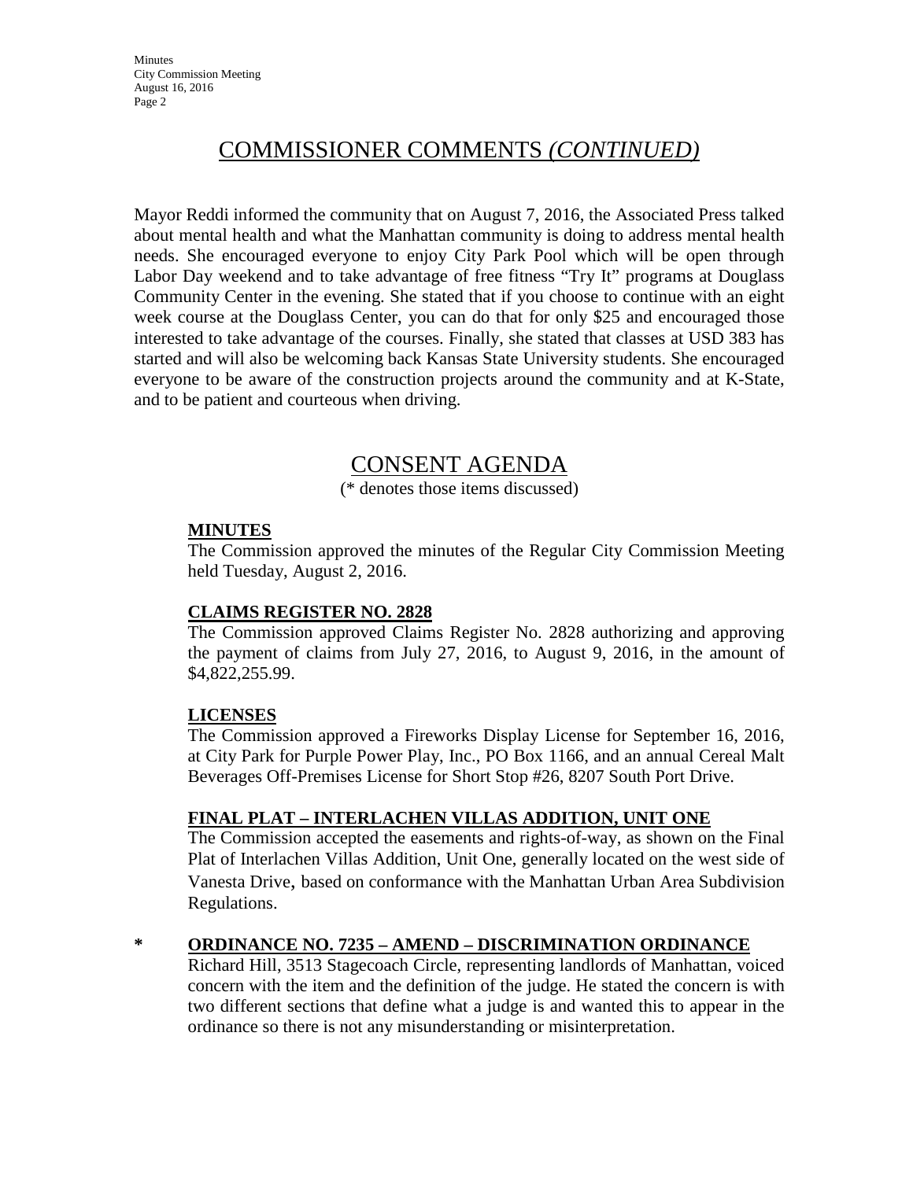## COMMISSIONER COMMENTS *(CONTINUED)*

Mayor Reddi informed the community that on August 7, 2016, the Associated Press talked about mental health and what the Manhattan community is doing to address mental health needs. She encouraged everyone to enjoy City Park Pool which will be open through Labor Day weekend and to take advantage of free fitness "Try It" programs at Douglass Community Center in the evening. She stated that if you choose to continue with an eight week course at the Douglass Center, you can do that for only $25 and encouraged those interested to take advantage of the courses. Finally, she stated that classes at USD 383 has started and will also be welcoming back Kansas State University students. She encouraged everyone to be aware of the construction projects around the community and at K-State, and to be patient and courteous when driving.

## CONSENT AGENDA

(* denotes those items discussed)

**MINUTES**

The Commission approved the minutes of the Regular City Commission Meeting held Tuesday, August 2, 2016.

**CLAIMS REGISTER NO. 2828**

The Commission approved Claims Register No. 2828 authorizing and approving the payment of claims from July 27, 2016, to August 9, 2016, in the amount of $4,822,255.99.

**LICENSES**

The Commission approved a Fireworks Display License for September 16, 2016, at City Park for Purple Power Play, Inc., PO Box 1166, and an annual Cereal Malt Beverages Off-Premises License for Short Stop #26, 8207 South Port Drive.

**FINAL PLAT – INTERLACHEN VILLAS ADDITION, UNIT ONE**

The Commission accepted the easements and rights-of-way, as shown on the Final Plat of Interlachen Villas Addition, Unit One, generally located on the west side of Vanesta Drive, based on conformance with the Manhattan Urban Area Subdivision Regulations.

\* **ORDINANCE NO. 7235 – AMEND – DISCRIMINATION ORDINANCE**

Richard Hill, 3513 Stagecoach Circle, representing landlords of Manhattan, voiced concern with the item and the definition of the judge. He stated the concern is with two different sections that define what a judge is and wanted this to appear in the ordinance so there is not any misunderstanding or misinterpretation.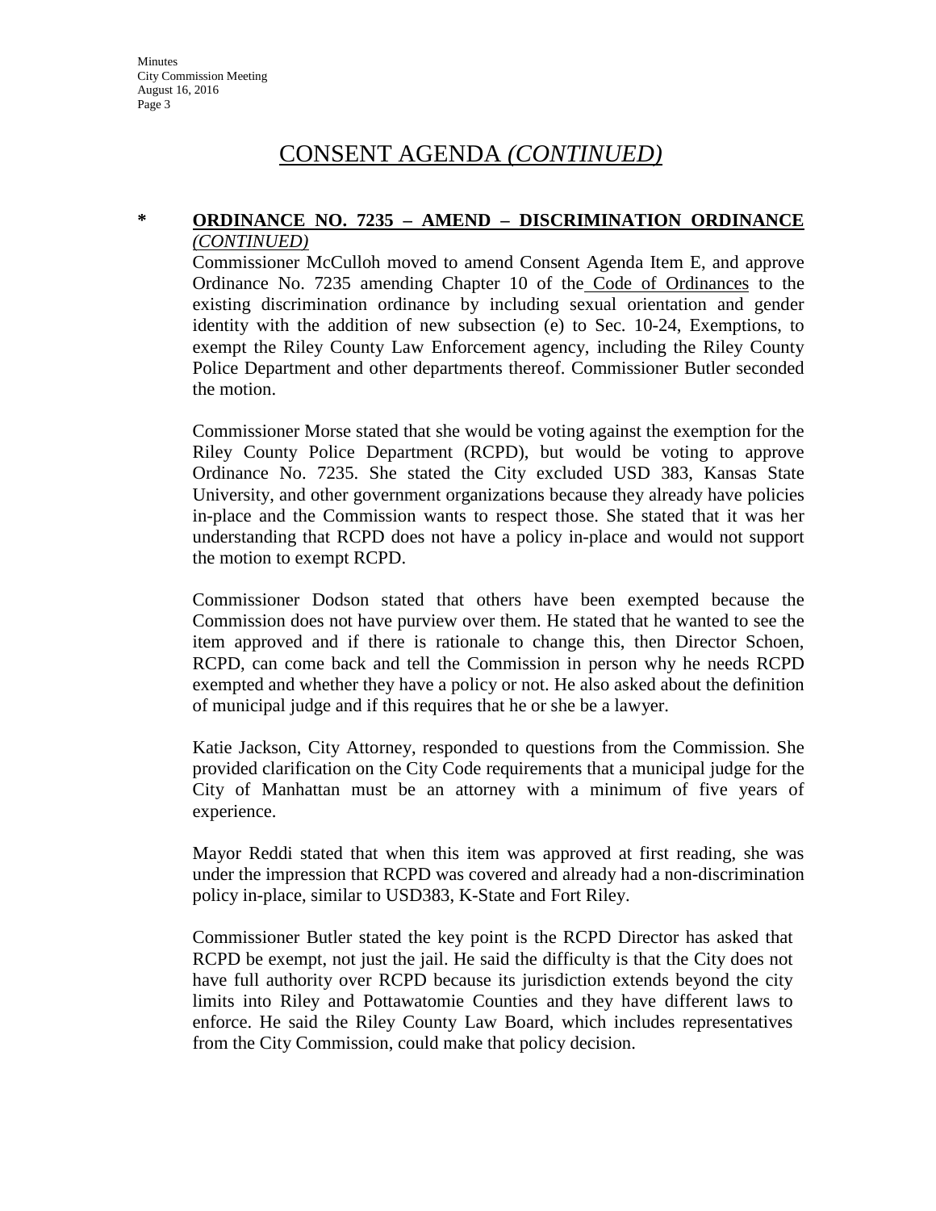# CONSENT AGENDA *(CONTINUED)*

**\* ORDINANCE NO. 7235 – AMEND – DISCRIMINATION ORDINANCE** ***(CONTINUED)***

Commissioner McCulloh moved to amend Consent Agenda Item E, and approve Ordinance No. 7235 amending Chapter 10 of the Code of Ordinances to the existing discrimination ordinance by including sexual orientation and gender identity with the addition of new subsection (e) to Sec. 10-24, Exemptions, to exempt the Riley County Law Enforcement agency, including the Riley County Police Department and other departments thereof. Commissioner Butler seconded the motion.

Commissioner Morse stated that she would be voting against the exemption for the Riley County Police Department (RCPD), but would be voting to approve Ordinance No. 7235. She stated the City excluded USD 383, Kansas State University, and other government organizations because they already have policies in-place and the Commission wants to respect those. She stated that it was her understanding that RCPD does not have a policy in-place and would not support the motion to exempt RCPD.

Commissioner Dodson stated that others have been exempted because the Commission does not have purview over them. He stated that he wanted to see the item approved and if there is rationale to change this, then Director Schoen, RCPD, can come back and tell the Commission in person why he needs RCPD exempted and whether they have a policy or not. He also asked about the definition of municipal judge and if this requires that he or she be a lawyer.

Katie Jackson, City Attorney, responded to questions from the Commission. She provided clarification on the City Code requirements that a municipal judge for the City of Manhattan must be an attorney with a minimum of five years of experience.

Mayor Reddi stated that when this item was approved at first reading, she was under the impression that RCPD was covered and already had a non-discrimination policy in-place, similar to USD383, K-State and Fort Riley.

Commissioner Butler stated the key point is the RCPD Director has asked that RCPD be exempt, not just the jail. He said the difficulty is that the City does not have full authority over RCPD because its jurisdiction extends beyond the city limits into Riley and Pottawatomie Counties and they have different laws to enforce. He said the Riley County Law Board, which includes representatives from the City Commission, could make that policy decision.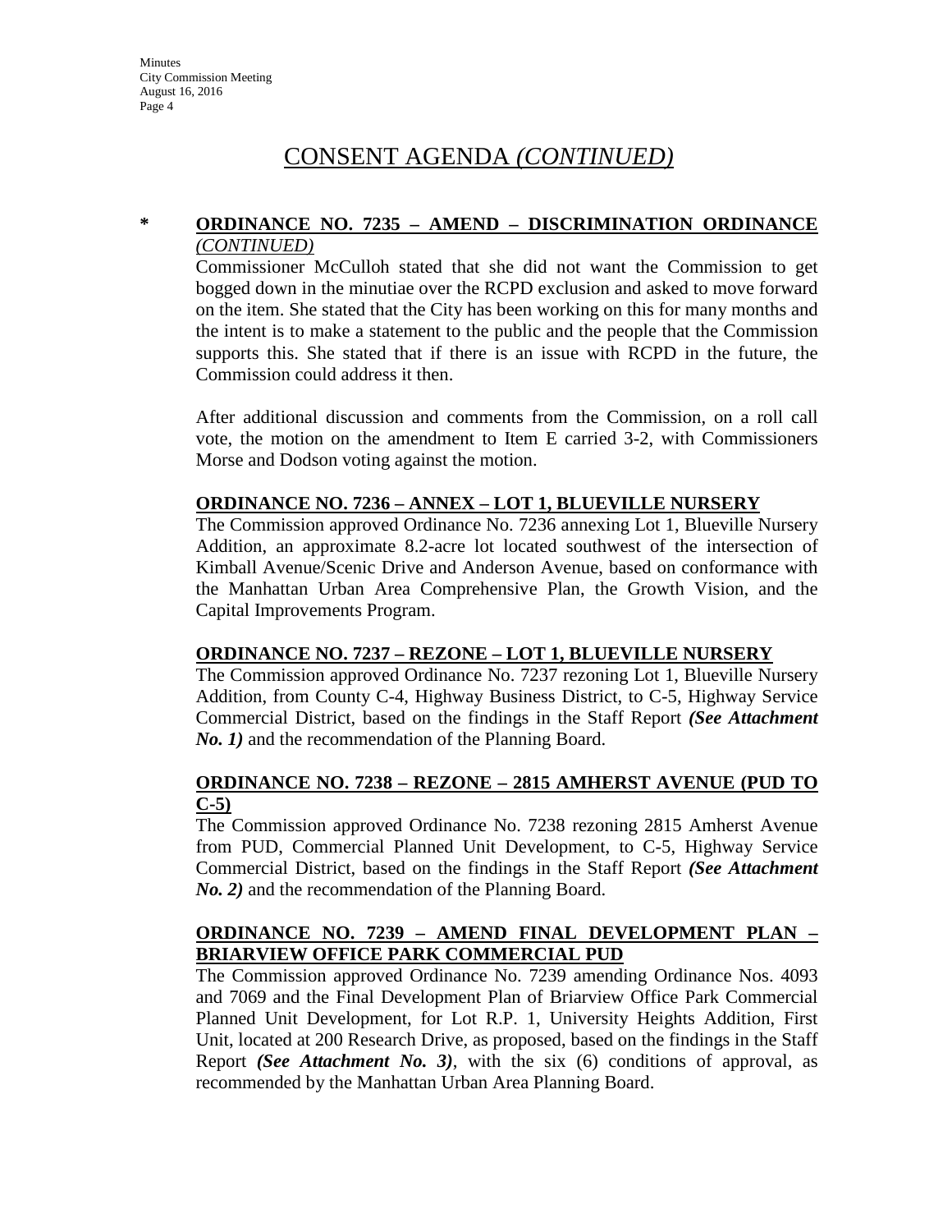# CONSENT AGENDA *(CONTINUED)*

**\* ORDINANCE NO. 7235 – AMEND – DISCRIMINATION ORDINANCE *(CONTINUED)***

Commissioner McCulloh stated that she did not want the Commission to get bogged down in the minutiae over the RCPD exclusion and asked to move forward on the item. She stated that the City has been working on this for many months and the intent is to make a statement to the public and the people that the Commission supports this. She stated that if there is an issue with RCPD in the future, the Commission could address it then.

After additional discussion and comments from the Commission, on a roll call vote, the motion on the amendment to Item E carried 3-2, with Commissioners Morse and Dodson voting against the motion.

**ORDINANCE NO. 7236 – ANNEX – LOT 1, BLUEVILLE NURSERY**

The Commission approved Ordinance No. 7236 annexing Lot 1, Blueville Nursery Addition, an approximate 8.2-acre lot located southwest of the intersection of Kimball Avenue/Scenic Drive and Anderson Avenue, based on conformance with the Manhattan Urban Area Comprehensive Plan, the Growth Vision, and the Capital Improvements Program.

**ORDINANCE NO. 7237 – REZONE – LOT 1, BLUEVILLE NURSERY**

The Commission approved Ordinance No. 7237 rezoning Lot 1, Blueville Nursery Addition, from County C-4, Highway Business District, to C-5, Highway Service Commercial District, based on the findings in the Staff Report ***(See Attachment No. 1)*** and the recommendation of the Planning Board.

**ORDINANCE NO. 7238 – REZONE – 2815 AMHERST AVENUE (PUD TO C-5)**

The Commission approved Ordinance No. 7238 rezoning 2815 Amherst Avenue from PUD, Commercial Planned Unit Development, to C-5, Highway Service Commercial District, based on the findings in the Staff Report ***(See Attachment No. 2)*** and the recommendation of the Planning Board.

**ORDINANCE NO. 7239 – AMEND FINAL DEVELOPMENT PLAN – BRIARVIEW OFFICE PARK COMMERCIAL PUD**

The Commission approved Ordinance No. 7239 amending Ordinance Nos. 4093 and 7069 and the Final Development Plan of Briarview Office Park Commercial Planned Unit Development, for Lot R.P. 1, University Heights Addition, First Unit, located at 200 Research Drive, as proposed, based on the findings in the Staff Report ***(See Attachment No. 3)***, with the six (6) conditions of approval, as recommended by the Manhattan Urban Area Planning Board.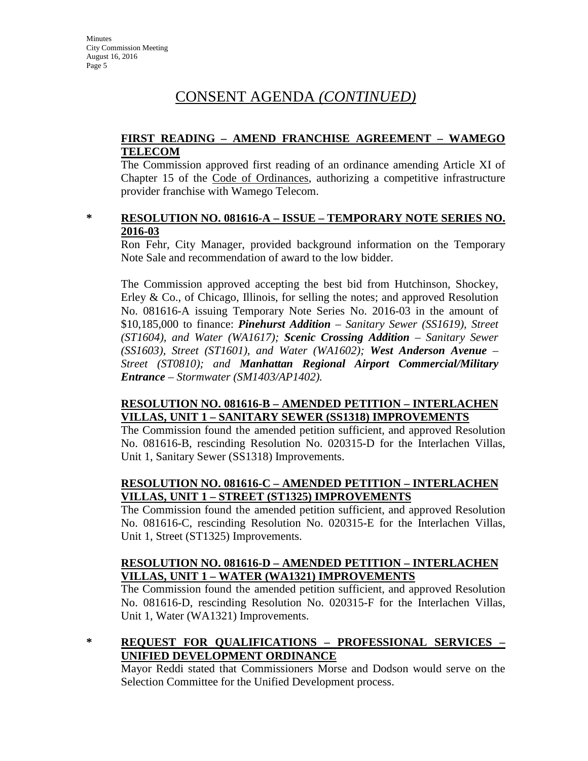# CONSENT AGENDA *(CONTINUED)*

**FIRST READING – AMEND FRANCHISE AGREEMENT – WAMEGO TELECOM**

The Commission approved first reading of an ordinance amending Article XI of Chapter 15 of the Code of Ordinances, authorizing a competitive infrastructure provider franchise with Wamego Telecom.

\* **RESOLUTION NO. 081616-A – ISSUE – TEMPORARY NOTE SERIES NO. 2016-03**

Ron Fehr, City Manager, provided background information on the Temporary Note Sale and recommendation of award to the low bidder.

The Commission approved accepting the best bid from Hutchinson, Shockey, Erley & Co., of Chicago, Illinois, for selling the notes; and approved Resolution No. 081616-A issuing Temporary Note Series No. 2016-03 in the amount of $10,185,000 to finance: ***Pinehurst Addition*** *– Sanitary Sewer (SS1619), Street (ST1604), and Water (WA1617);* ***Scenic Crossing Addition*** *– Sanitary Sewer (SS1603), Street (ST1601), and Water (WA1602);* ***West Anderson Avenue*** *– Street (ST0810); and* ***Manhattan Regional Airport Commercial/Military Entrance*** *– Stormwater (SM1403/AP1402).*

**RESOLUTION NO. 081616-B – AMENDED PETITION – INTERLACHEN VILLAS, UNIT 1 – SANITARY SEWER (SS1318) IMPROVEMENTS**

The Commission found the amended petition sufficient, and approved Resolution No. 081616-B, rescinding Resolution No. 020315-D for the Interlachen Villas, Unit 1, Sanitary Sewer (SS1318) Improvements.

**RESOLUTION NO. 081616-C – AMENDED PETITION – INTERLACHEN VILLAS, UNIT 1 – STREET (ST1325) IMPROVEMENTS**

The Commission found the amended petition sufficient, and approved Resolution No. 081616-C, rescinding Resolution No. 020315-E for the Interlachen Villas, Unit 1, Street (ST1325) Improvements.

**RESOLUTION NO. 081616-D – AMENDED PETITION – INTERLACHEN VILLAS, UNIT 1 – WATER (WA1321) IMPROVEMENTS**

The Commission found the amended petition sufficient, and approved Resolution No. 081616-D, rescinding Resolution No. 020315-F for the Interlachen Villas, Unit 1, Water (WA1321) Improvements.

\* **REQUEST FOR QUALIFICATIONS – PROFESSIONAL SERVICES – UNIFIED DEVELOPMENT ORDINANCE**

Mayor Reddi stated that Commissioners Morse and Dodson would serve on the Selection Committee for the Unified Development process.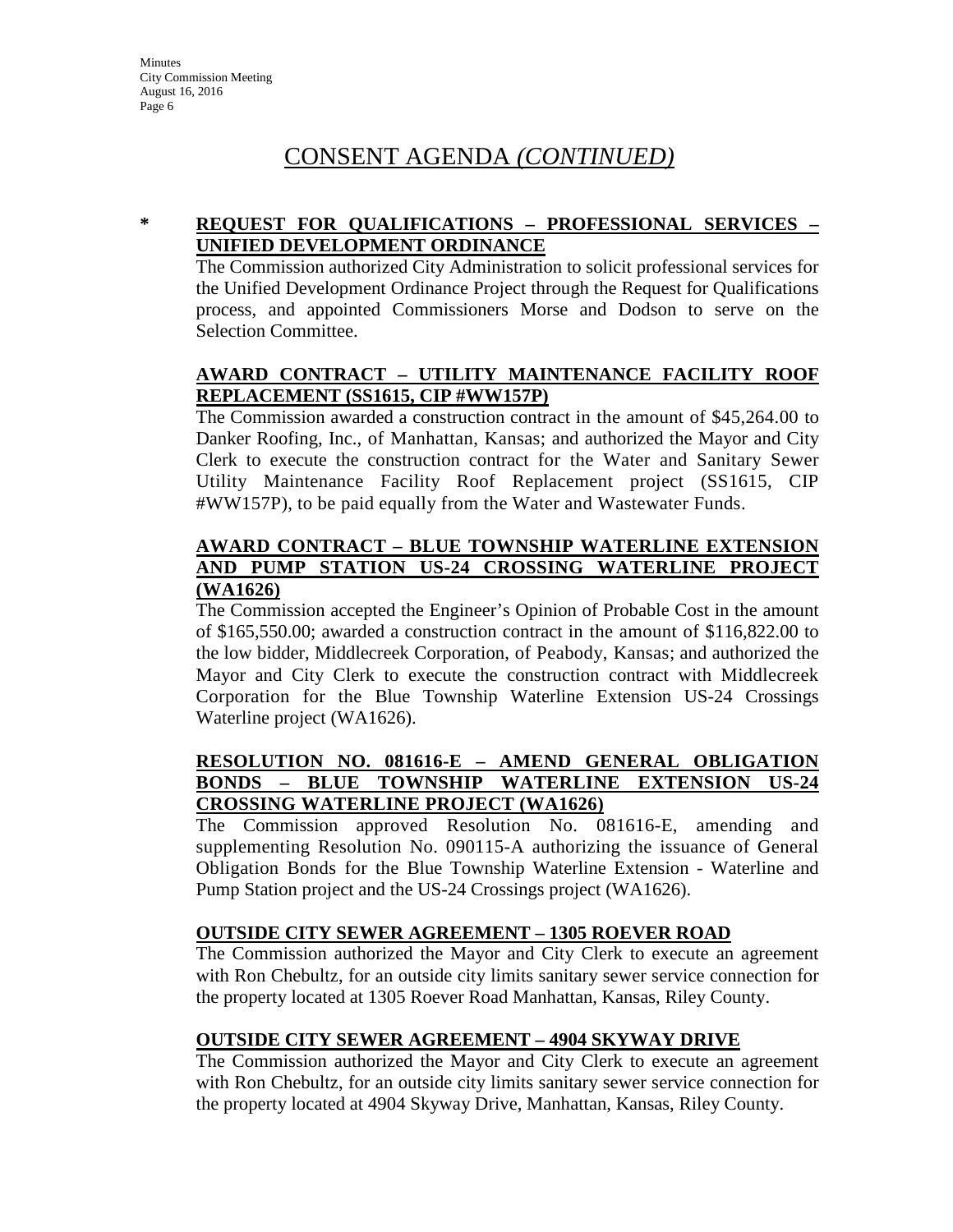# CONSENT AGENDA *(CONTINUED)*

**\* REQUEST FOR QUALIFICATIONS – PROFESSIONAL SERVICES – UNIFIED DEVELOPMENT ORDINANCE**

The Commission authorized City Administration to solicit professional services for the Unified Development Ordinance Project through the Request for Qualifications process, and appointed Commissioners Morse and Dodson to serve on the Selection Committee.

**AWARD CONTRACT – UTILITY MAINTENANCE FACILITY ROOF REPLACEMENT (SS1615, CIP #WW157P)**

The Commission awarded a construction contract in the amount of $45,264.00 to Danker Roofing, Inc., of Manhattan, Kansas; and authorized the Mayor and City Clerk to execute the construction contract for the Water and Sanitary Sewer Utility Maintenance Facility Roof Replacement project (SS1615, CIP #WW157P), to be paid equally from the Water and Wastewater Funds.

**AWARD CONTRACT – BLUE TOWNSHIP WATERLINE EXTENSION AND PUMP STATION US-24 CROSSING WATERLINE PROJECT (WA1626)**

The Commission accepted the Engineer's Opinion of Probable Cost in the amount of $165,550.00; awarded a construction contract in the amount of $116,822.00 to the low bidder, Middlecreek Corporation, of Peabody, Kansas; and authorized the Mayor and City Clerk to execute the construction contract with Middlecreek Corporation for the Blue Township Waterline Extension US-24 Crossings Waterline project (WA1626).

**RESOLUTION NO. 081616-E – AMEND GENERAL OBLIGATION BONDS – BLUE TOWNSHIP WATERLINE EXTENSION US-24 CROSSING WATERLINE PROJECT (WA1626)**

The Commission approved Resolution No. 081616-E, amending and supplementing Resolution No. 090115-A authorizing the issuance of General Obligation Bonds for the Blue Township Waterline Extension - Waterline and Pump Station project and the US-24 Crossings project (WA1626).

**OUTSIDE CITY SEWER AGREEMENT – 1305 ROEVER ROAD**

The Commission authorized the Mayor and City Clerk to execute an agreement with Ron Chebultz, for an outside city limits sanitary sewer service connection for the property located at 1305 Roever Road Manhattan, Kansas, Riley County.

**OUTSIDE CITY SEWER AGREEMENT – 4904 SKYWAY DRIVE**

The Commission authorized the Mayor and City Clerk to execute an agreement with Ron Chebultz, for an outside city limits sanitary sewer service connection for the property located at 4904 Skyway Drive, Manhattan, Kansas, Riley County.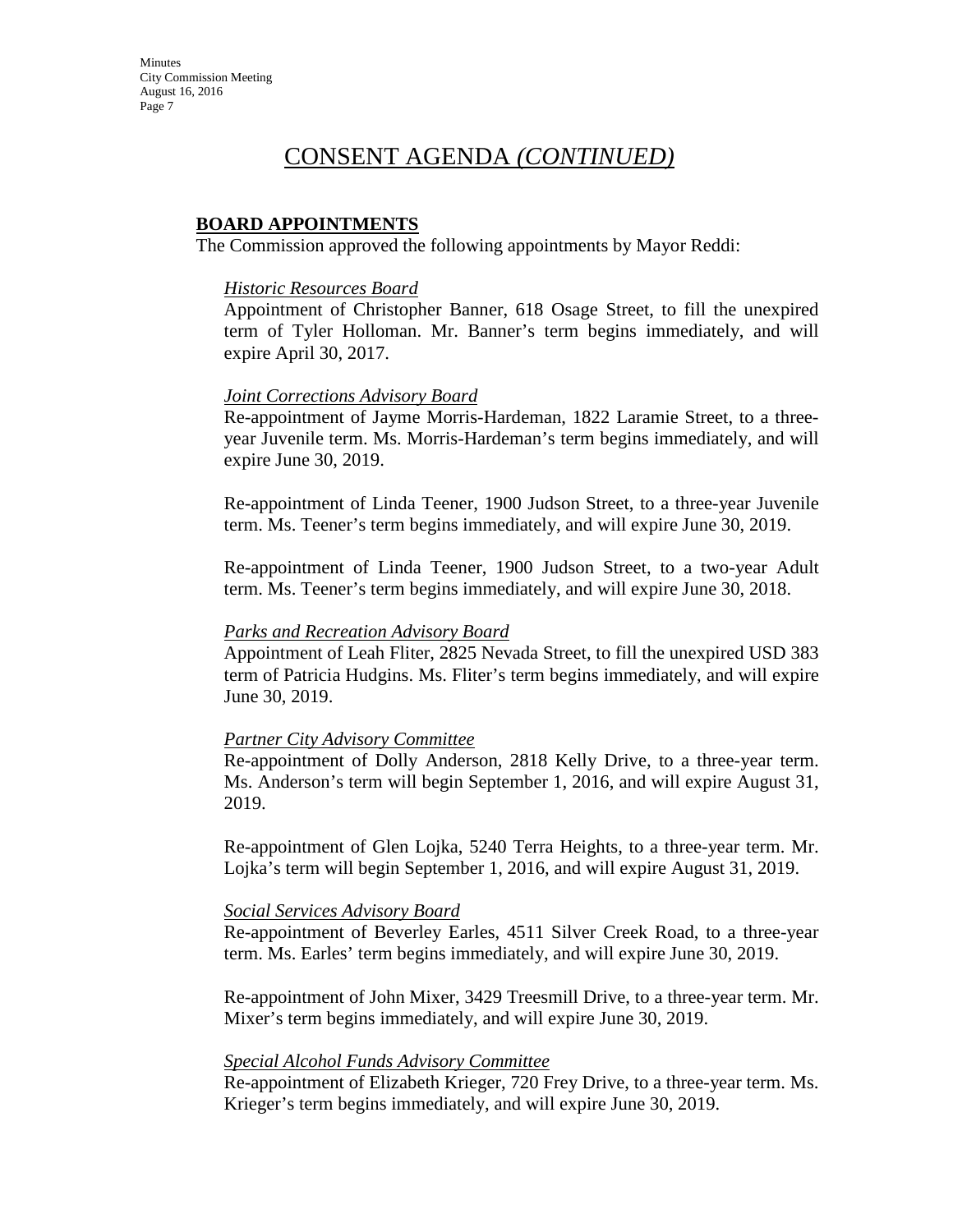# CONSENT AGENDA *(CONTINUED)*

**BOARD APPOINTMENTS**

The Commission approved the following appointments by Mayor Reddi:

*Historic Resources Board*

Appointment of Christopher Banner, 618 Osage Street, to fill the unexpired term of Tyler Holloman. Mr. Banner's term begins immediately, and will expire April 30, 2017.

*Joint Corrections Advisory Board*

Re-appointment of Jayme Morris-Hardeman, 1822 Laramie Street, to a three-year Juvenile term. Ms. Morris-Hardeman's term begins immediately, and will expire June 30, 2019.

Re-appointment of Linda Teener, 1900 Judson Street, to a three-year Juvenile term. Ms. Teener's term begins immediately, and will expire June 30, 2019.

Re-appointment of Linda Teener, 1900 Judson Street, to a two-year Adult term. Ms. Teener's term begins immediately, and will expire June 30, 2018.

*Parks and Recreation Advisory Board*

Appointment of Leah Fliter, 2825 Nevada Street, to fill the unexpired USD 383 term of Patricia Hudgins. Ms. Fliter's term begins immediately, and will expire June 30, 2019.

*Partner City Advisory Committee*

Re-appointment of Dolly Anderson, 2818 Kelly Drive, to a three-year term. Ms. Anderson's term will begin September 1, 2016, and will expire August 31, 2019.

Re-appointment of Glen Lojka, 5240 Terra Heights, to a three-year term. Mr. Lojka's term will begin September 1, 2016, and will expire August 31, 2019.

*Social Services Advisory Board*

Re-appointment of Beverley Earles, 4511 Silver Creek Road, to a three-year term. Ms. Earles' term begins immediately, and will expire June 30, 2019.

Re-appointment of John Mixer, 3429 Treesmill Drive, to a three-year term. Mr. Mixer's term begins immediately, and will expire June 30, 2019.

*Special Alcohol Funds Advisory Committee*

Re-appointment of Elizabeth Krieger, 720 Frey Drive, to a three-year term. Ms. Krieger's term begins immediately, and will expire June 30, 2019.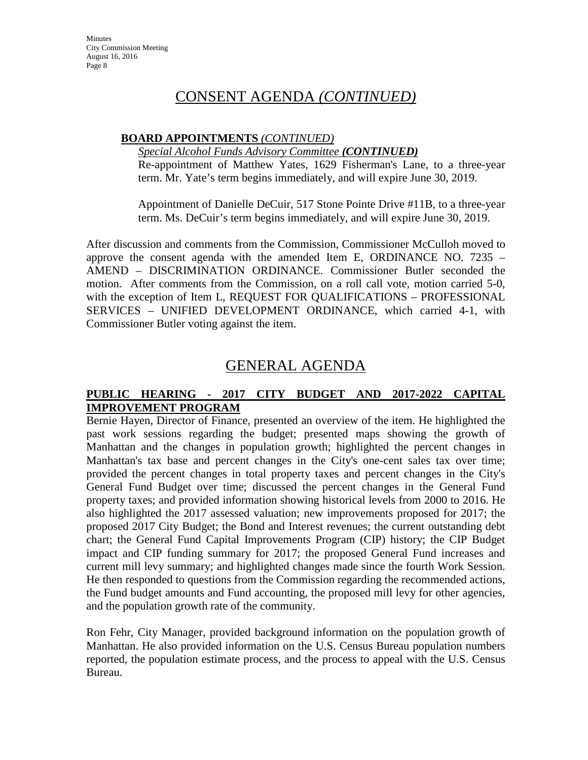# CONSENT AGENDA *(CONTINUED)*

**BOARD APPOINTMENTS** *(CONTINUED)*

*Special Alcohol Funds Advisory Committee* ***(CONTINUED)***

Re-appointment of Matthew Yates, 1629 Fisherman's Lane, to a three-year term. Mr. Yate's term begins immediately, and will expire June 30, 2019.

Appointment of Danielle DeCuir, 517 Stone Pointe Drive #11B, to a three-year term. Ms. DeCuir's term begins immediately, and will expire June 30, 2019.

After discussion and comments from the Commission, Commissioner McCulloh moved to approve the consent agenda with the amended Item E, ORDINANCE NO. 7235 – AMEND – DISCRIMINATION ORDINANCE. Commissioner Butler seconded the motion. After comments from the Commission, on a roll call vote, motion carried 5-0, with the exception of Item L, REQUEST FOR QUALIFICATIONS – PROFESSIONAL SERVICES – UNIFIED DEVELOPMENT ORDINANCE, which carried 4-1, with Commissioner Butler voting against the item.

# GENERAL AGENDA

**PUBLIC HEARING - 2017 CITY BUDGET AND 2017-2022 CAPITAL IMPROVEMENT PROGRAM**

Bernie Hayen, Director of Finance, presented an overview of the item. He highlighted the past work sessions regarding the budget; presented maps showing the growth of Manhattan and the changes in population growth; highlighted the percent changes in Manhattan's tax base and percent changes in the City's one-cent sales tax over time; provided the percent changes in total property taxes and percent changes in the City's General Fund Budget over time; discussed the percent changes in the General Fund property taxes; and provided information showing historical levels from 2000 to 2016. He also highlighted the 2017 assessed valuation; new improvements proposed for 2017; the proposed 2017 City Budget; the Bond and Interest revenues; the current outstanding debt chart; the General Fund Capital Improvements Program (CIP) history; the CIP Budget impact and CIP funding summary for 2017; the proposed General Fund increases and current mill levy summary; and highlighted changes made since the fourth Work Session. He then responded to questions from the Commission regarding the recommended actions, the Fund budget amounts and Fund accounting, the proposed mill levy for other agencies, and the population growth rate of the community.

Ron Fehr, City Manager, provided background information on the population growth of Manhattan. He also provided information on the U.S. Census Bureau population numbers reported, the population estimate process, and the process to appeal with the U.S. Census Bureau.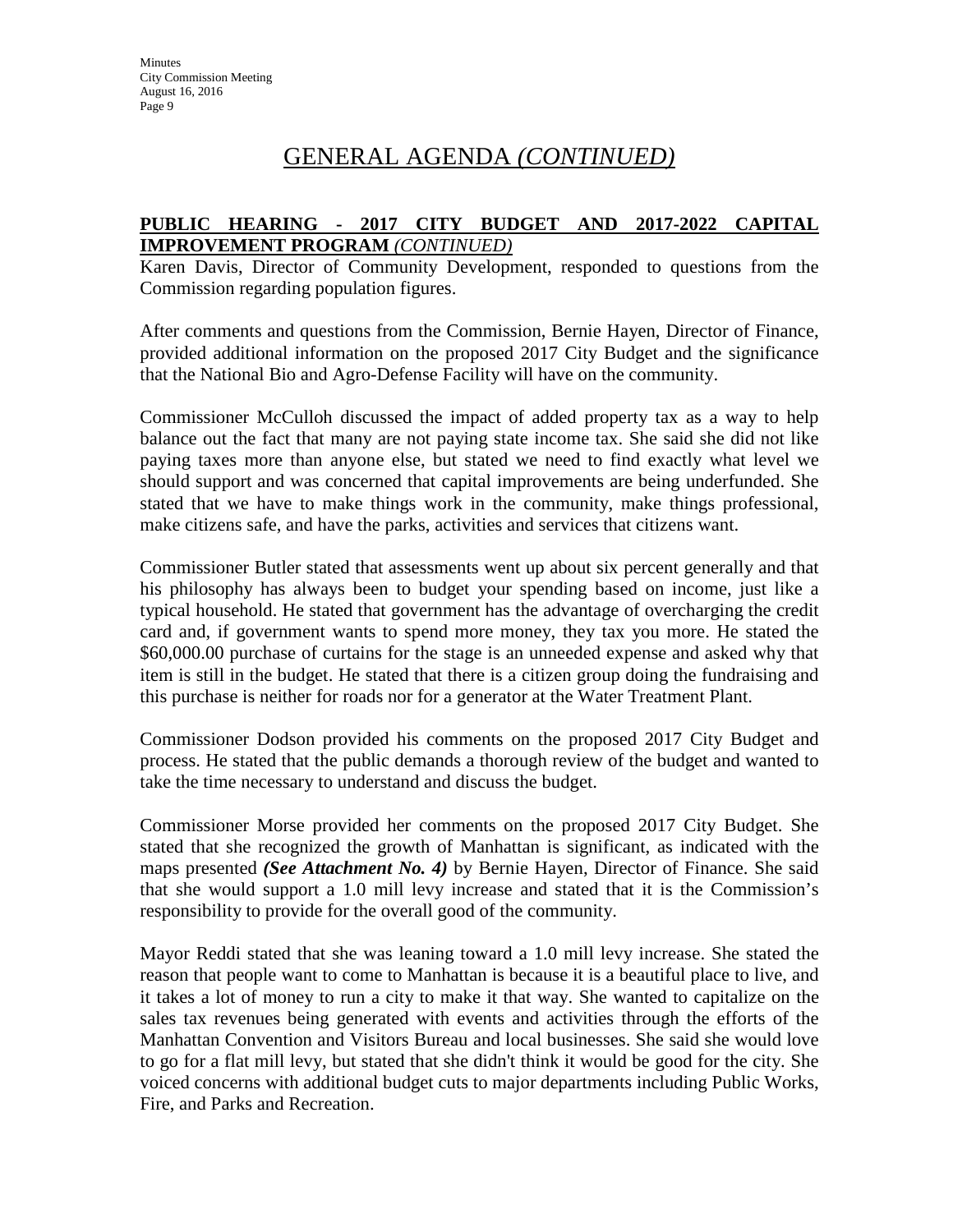# GENERAL AGENDA *(CONTINUED)*

**PUBLIC HEARING - 2017 CITY BUDGET AND 2017-2022 CAPITAL IMPROVEMENT PROGRAM** ***(CONTINUED)***

Karen Davis, Director of Community Development, responded to questions from the Commission regarding population figures.

After comments and questions from the Commission, Bernie Hayen, Director of Finance, provided additional information on the proposed 2017 City Budget and the significance that the National Bio and Agro-Defense Facility will have on the community.

Commissioner McCulloh discussed the impact of added property tax as a way to help balance out the fact that many are not paying state income tax. She said she did not like paying taxes more than anyone else, but stated we need to find exactly what level we should support and was concerned that capital improvements are being underfunded. She stated that we have to make things work in the community, make things professional, make citizens safe, and have the parks, activities and services that citizens want.

Commissioner Butler stated that assessments went up about six percent generally and that his philosophy has always been to budget your spending based on income, just like a typical household. He stated that government has the advantage of overcharging the credit card and, if government wants to spend more money, they tax you more. He stated the $60,000.00 purchase of curtains for the stage is an unneeded expense and asked why that item is still in the budget. He stated that there is a citizen group doing the fundraising and this purchase is neither for roads nor for a generator at the Water Treatment Plant.

Commissioner Dodson provided his comments on the proposed 2017 City Budget and process. He stated that the public demands a thorough review of the budget and wanted to take the time necessary to understand and discuss the budget.

Commissioner Morse provided her comments on the proposed 2017 City Budget. She stated that she recognized the growth of Manhattan is significant, as indicated with the maps presented ***(See Attachment No. 4)*** by Bernie Hayen, Director of Finance. She said that she would support a 1.0 mill levy increase and stated that it is the Commission's responsibility to provide for the overall good of the community.

Mayor Reddi stated that she was leaning toward a 1.0 mill levy increase. She stated the reason that people want to come to Manhattan is because it is a beautiful place to live, and it takes a lot of money to run a city to make it that way. She wanted to capitalize on the sales tax revenues being generated with events and activities through the efforts of the Manhattan Convention and Visitors Bureau and local businesses. She said she would love to go for a flat mill levy, but stated that she didn't think it would be good for the city. She voiced concerns with additional budget cuts to major departments including Public Works, Fire, and Parks and Recreation.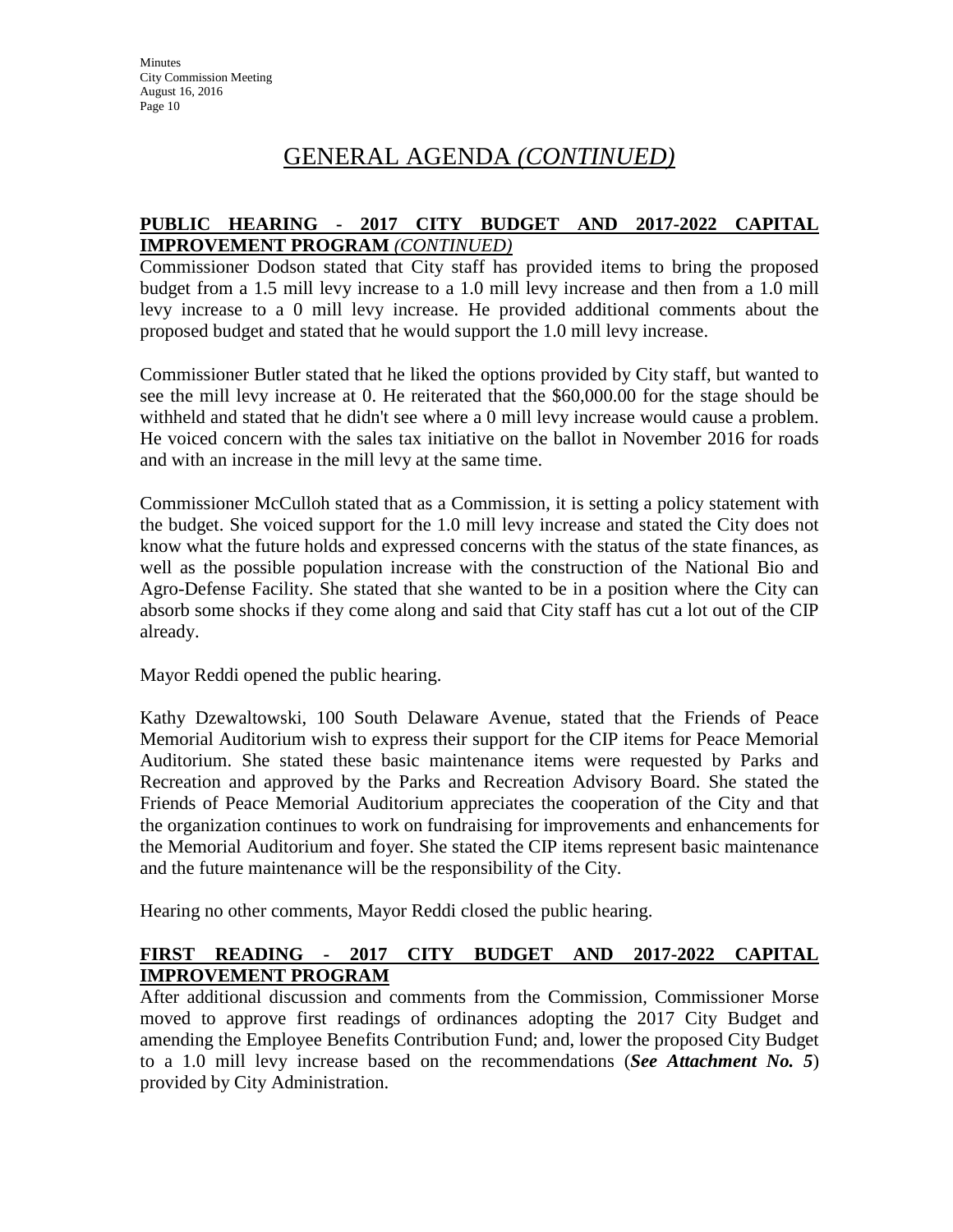# GENERAL AGENDA *(CONTINUED)*

**PUBLIC HEARING - 2017 CITY BUDGET AND 2017-2022 CAPITAL IMPROVEMENT PROGRAM** ***(CONTINUED)***

Commissioner Dodson stated that City staff has provided items to bring the proposed budget from a 1.5 mill levy increase to a 1.0 mill levy increase and then from a 1.0 mill levy increase to a 0 mill levy increase. He provided additional comments about the proposed budget and stated that he would support the 1.0 mill levy increase.

Commissioner Butler stated that he liked the options provided by City staff, but wanted to see the mill levy increase at 0. He reiterated that the $60,000.00 for the stage should be withheld and stated that he didn't see where a 0 mill levy increase would cause a problem. He voiced concern with the sales tax initiative on the ballot in November 2016 for roads and with an increase in the mill levy at the same time.

Commissioner McCulloh stated that as a Commission, it is setting a policy statement with the budget. She voiced support for the 1.0 mill levy increase and stated the City does not know what the future holds and expressed concerns with the status of the state finances, as well as the possible population increase with the construction of the National Bio and Agro-Defense Facility. She stated that she wanted to be in a position where the City can absorb some shocks if they come along and said that City staff has cut a lot out of the CIP already.

Mayor Reddi opened the public hearing.

Kathy Dzewaltowski, 100 South Delaware Avenue, stated that the Friends of Peace Memorial Auditorium wish to express their support for the CIP items for Peace Memorial Auditorium. She stated these basic maintenance items were requested by Parks and Recreation and approved by the Parks and Recreation Advisory Board. She stated the Friends of Peace Memorial Auditorium appreciates the cooperation of the City and that the organization continues to work on fundraising for improvements and enhancements for the Memorial Auditorium and foyer. She stated the CIP items represent basic maintenance and the future maintenance will be the responsibility of the City.

Hearing no other comments, Mayor Reddi closed the public hearing.

**FIRST READING - 2017 CITY BUDGET AND 2017-2022 CAPITAL IMPROVEMENT PROGRAM**

After additional discussion and comments from the Commission, Commissioner Morse moved to approve first readings of ordinances adopting the 2017 City Budget and amending the Employee Benefits Contribution Fund; and, lower the proposed City Budget to a 1.0 mill levy increase based on the recommendations (***See Attachment No. 5***) provided by City Administration.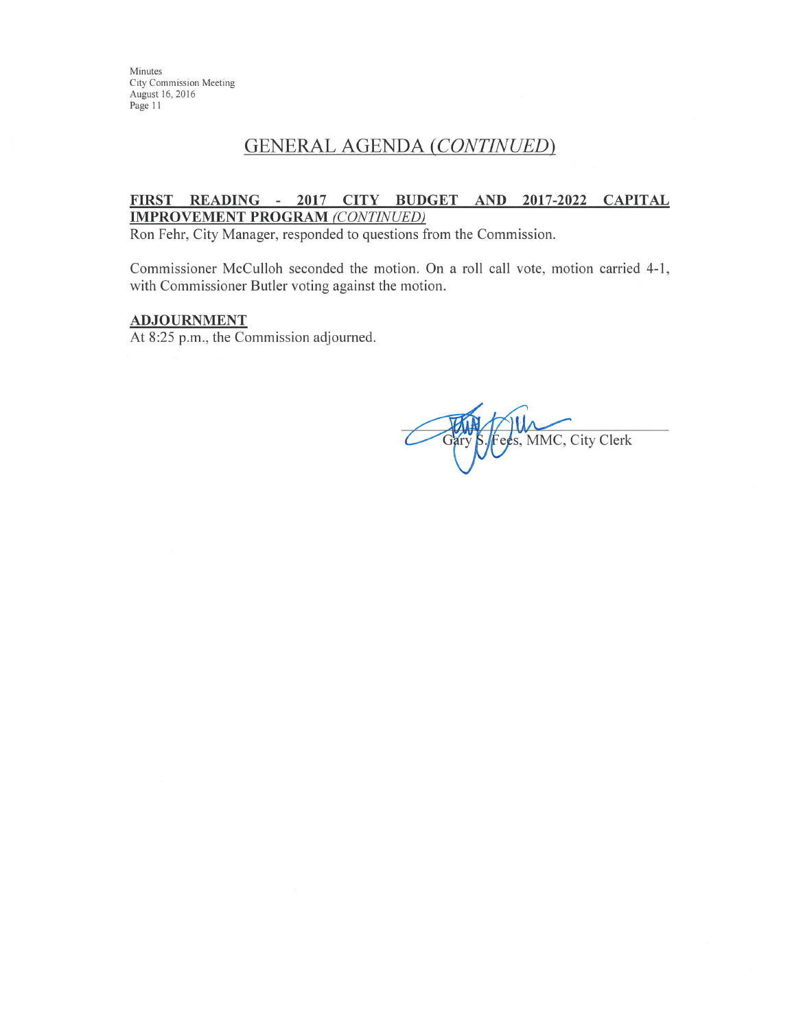## GENERAL AGENDA *(CONTINUED)*

**FIRST READING - 2017 CITY BUDGET AND 2017-2022 CAPITAL IMPROVEMENT PROGRAM** *(CONTINUED)*

Ron Fehr, City Manager, responded to questions from the Commission.

Commissioner McCulloh seconded the motion. On a roll call vote, motion carried 4-1, with Commissioner Butler voting against the motion.

**ADJOURNMENT**

At 8:25 p.m., the Commission adjourned.

Gary S. Fees, MMC, City Clerk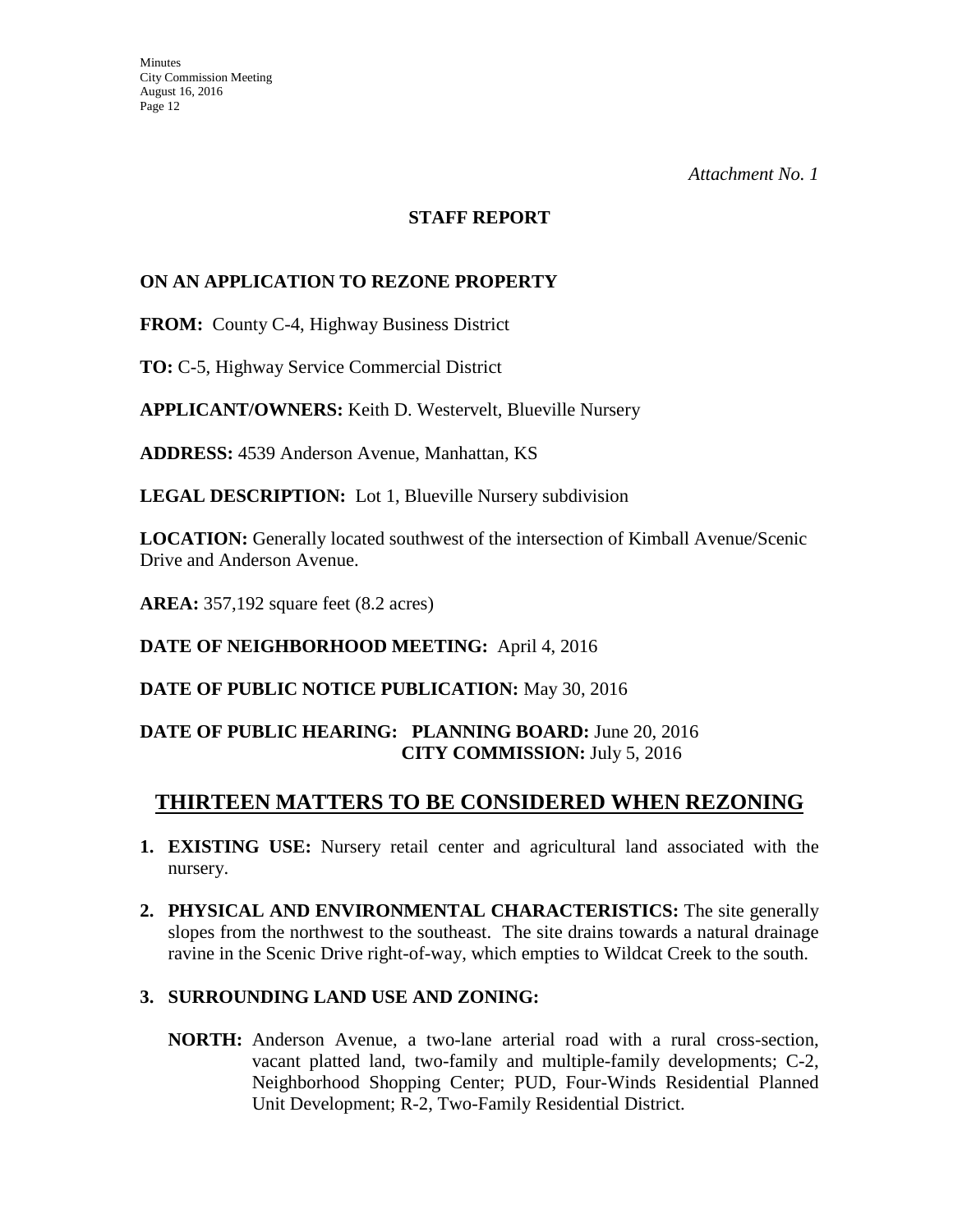*Attachment No. 1*

**STAFF REPORT**

**ON AN APPLICATION TO REZONE PROPERTY**

**FROM:** County C-4, Highway Business District

**TO:** C-5, Highway Service Commercial District

**APPLICANT/OWNERS:** Keith D. Westervelt, Blueville Nursery

**ADDRESS:** 4539 Anderson Avenue, Manhattan, KS

**LEGAL DESCRIPTION:** Lot 1, Blueville Nursery subdivision

**LOCATION:** Generally located southwest of the intersection of Kimball Avenue/Scenic Drive and Anderson Avenue.

**AREA:** 357,192 square feet (8.2 acres)

**DATE OF NEIGHBORHOOD MEETING:** April 4, 2016

**DATE OF PUBLIC NOTICE PUBLICATION:** May 30, 2016

**DATE OF PUBLIC HEARING: PLANNING BOARD:** June 20, 2016
**CITY COMMISSION:** July 5, 2016

## THIRTEEN MATTERS TO BE CONSIDERED WHEN REZONING

1. **EXISTING USE:** Nursery retail center and agricultural land associated with the nursery.

2. **PHYSICAL AND ENVIRONMENTAL CHARACTERISTICS:** The site generally slopes from the northwest to the southeast. The site drains towards a natural drainage ravine in the Scenic Drive right-of-way, which empties to Wildcat Creek to the south.

3. **SURROUNDING LAND USE AND ZONING:**

   **NORTH:** Anderson Avenue, a two-lane arterial road with a rural cross-section, vacant platted land, two-family and multiple-family developments; C-2, Neighborhood Shopping Center; PUD, Four-Winds Residential Planned Unit Development; R-2, Two-Family Residential District.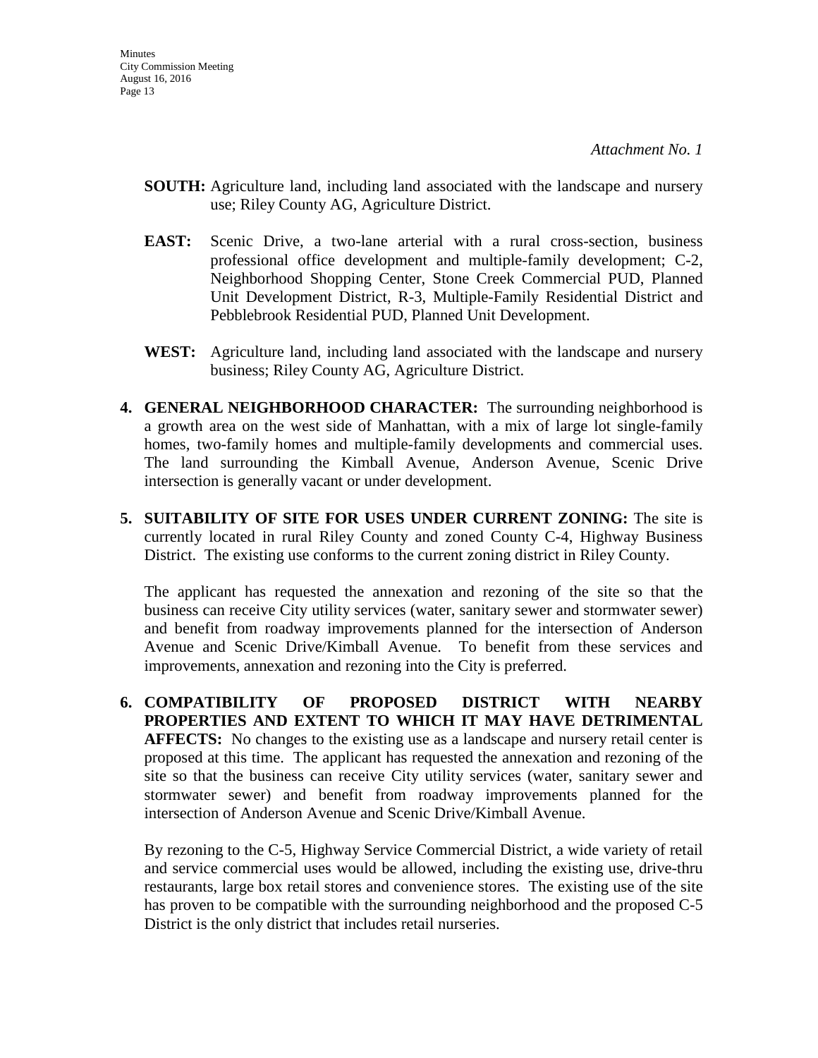*Attachment No. 1*

**SOUTH:** Agriculture land, including land associated with the landscape and nursery use; Riley County AG, Agriculture District.

**EAST:** Scenic Drive, a two-lane arterial with a rural cross-section, business professional office development and multiple-family development; C-2, Neighborhood Shopping Center, Stone Creek Commercial PUD, Planned Unit Development District, R-3, Multiple-Family Residential District and Pebblebrook Residential PUD, Planned Unit Development.

**WEST:** Agriculture land, including land associated with the landscape and nursery business; Riley County AG, Agriculture District.

4. **GENERAL NEIGHBORHOOD CHARACTER:** The surrounding neighborhood is a growth area on the west side of Manhattan, with a mix of large lot single-family homes, two-family homes and multiple-family developments and commercial uses. The land surrounding the Kimball Avenue, Anderson Avenue, Scenic Drive intersection is generally vacant or under development.

5. **SUITABILITY OF SITE FOR USES UNDER CURRENT ZONING:** The site is currently located in rural Riley County and zoned County C-4, Highway Business District. The existing use conforms to the current zoning district in Riley County.

   The applicant has requested the annexation and rezoning of the site so that the business can receive City utility services (water, sanitary sewer and stormwater sewer) and benefit from roadway improvements planned for the intersection of Anderson Avenue and Scenic Drive/Kimball Avenue. To benefit from these services and improvements, annexation and rezoning into the City is preferred.

6. **COMPATIBILITY OF PROPOSED DISTRICT WITH NEARBY PROPERTIES AND EXTENT TO WHICH IT MAY HAVE DETRIMENTAL AFFECTS:** No changes to the existing use as a landscape and nursery retail center is proposed at this time. The applicant has requested the annexation and rezoning of the site so that the business can receive City utility services (water, sanitary sewer and stormwater sewer) and benefit from roadway improvements planned for the intersection of Anderson Avenue and Scenic Drive/Kimball Avenue.

   By rezoning to the C-5, Highway Service Commercial District, a wide variety of retail and service commercial uses would be allowed, including the existing use, drive-thru restaurants, large box retail stores and convenience stores. The existing use of the site has proven to be compatible with the surrounding neighborhood and the proposed C-5 District is the only district that includes retail nurseries.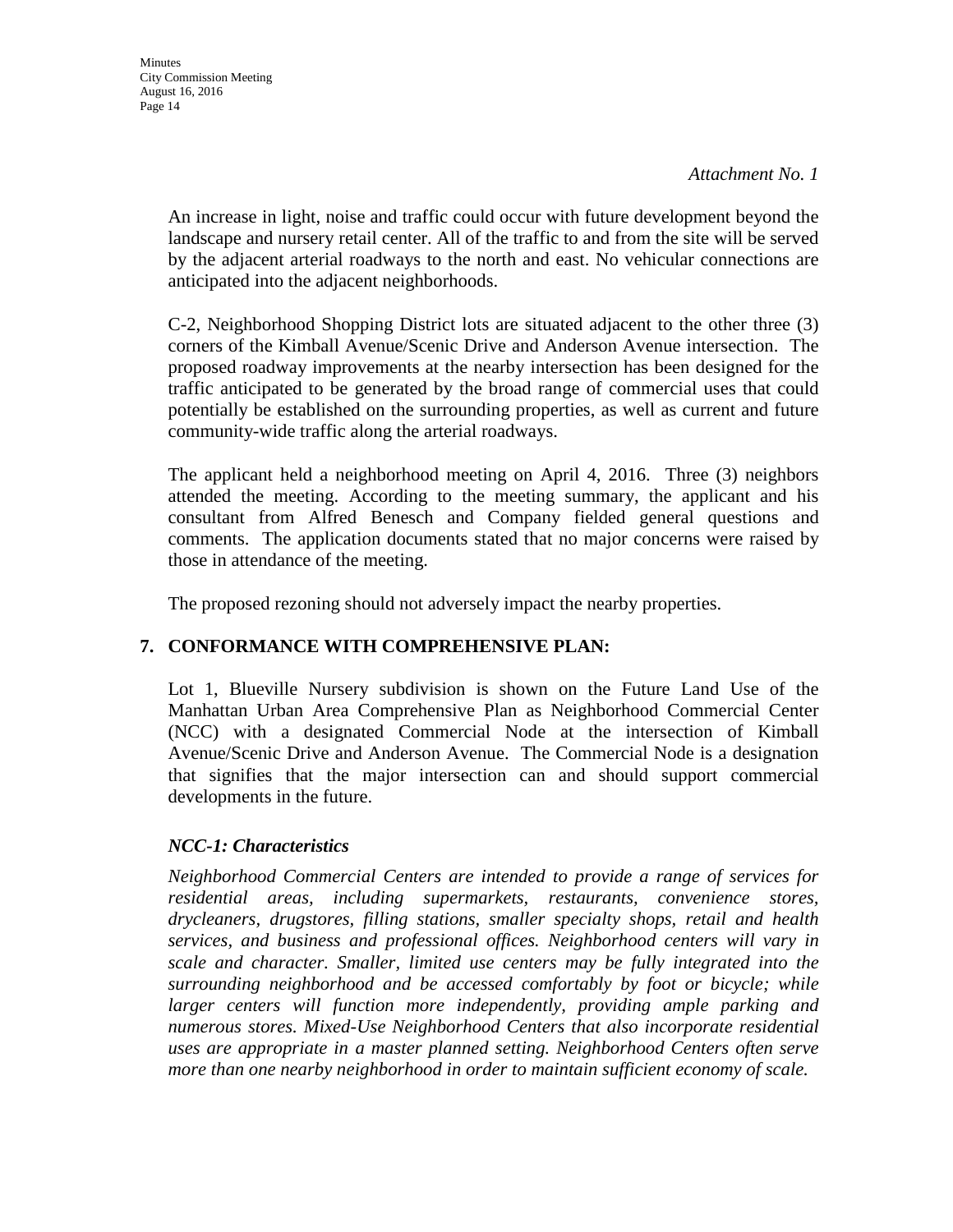*Attachment No. 1*

An increase in light, noise and traffic could occur with future development beyond the landscape and nursery retail center. All of the traffic to and from the site will be served by the adjacent arterial roadways to the north and east. No vehicular connections are anticipated into the adjacent neighborhoods.

C-2, Neighborhood Shopping District lots are situated adjacent to the other three (3) corners of the Kimball Avenue/Scenic Drive and Anderson Avenue intersection. The proposed roadway improvements at the nearby intersection has been designed for the traffic anticipated to be generated by the broad range of commercial uses that could potentially be established on the surrounding properties, as well as current and future community-wide traffic along the arterial roadways.

The applicant held a neighborhood meeting on April 4, 2016. Three (3) neighbors attended the meeting. According to the meeting summary, the applicant and his consultant from Alfred Benesch and Company fielded general questions and comments. The application documents stated that no major concerns were raised by those in attendance of the meeting.

The proposed rezoning should not adversely impact the nearby properties.

**7. CONFORMANCE WITH COMPREHENSIVE PLAN:**

Lot 1, Blueville Nursery subdivision is shown on the Future Land Use of the Manhattan Urban Area Comprehensive Plan as Neighborhood Commercial Center (NCC) with a designated Commercial Node at the intersection of Kimball Avenue/Scenic Drive and Anderson Avenue. The Commercial Node is a designation that signifies that the major intersection can and should support commercial developments in the future.

***NCC-1: Characteristics***

*Neighborhood Commercial Centers are intended to provide a range of services for residential areas, including supermarkets, restaurants, convenience stores, drycleaners, drugstores, filling stations, smaller specialty shops, retail and health services, and business and professional offices. Neighborhood centers will vary in scale and character. Smaller, limited use centers may be fully integrated into the surrounding neighborhood and be accessed comfortably by foot or bicycle; while larger centers will function more independently, providing ample parking and numerous stores. Mixed-Use Neighborhood Centers that also incorporate residential uses are appropriate in a master planned setting. Neighborhood Centers often serve more than one nearby neighborhood in order to maintain sufficient economy of scale.*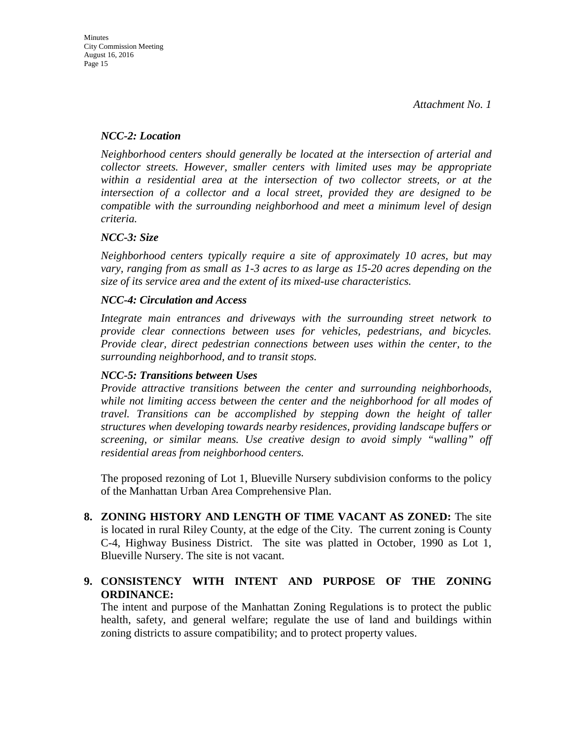*Attachment No. 1*

***NCC-2: Location***

*Neighborhood centers should generally be located at the intersection of arterial and collector streets. However, smaller centers with limited uses may be appropriate within a residential area at the intersection of two collector streets, or at the intersection of a collector and a local street, provided they are designed to be compatible with the surrounding neighborhood and meet a minimum level of design criteria.*

***NCC-3: Size***

*Neighborhood centers typically require a site of approximately 10 acres, but may vary, ranging from as small as 1-3 acres to as large as 15-20 acres depending on the size of its service area and the extent of its mixed-use characteristics.*

***NCC-4: Circulation and Access***

*Integrate main entrances and driveways with the surrounding street network to provide clear connections between uses for vehicles, pedestrians, and bicycles. Provide clear, direct pedestrian connections between uses within the center, to the surrounding neighborhood, and to transit stops.*

***NCC-5: Transitions between Uses***

*Provide attractive transitions between the center and surrounding neighborhoods, while not limiting access between the center and the neighborhood for all modes of travel. Transitions can be accomplished by stepping down the height of taller structures when developing towards nearby residences, providing landscape buffers or screening, or similar means. Use creative design to avoid simply "walling" off residential areas from neighborhood centers.*

The proposed rezoning of Lot 1, Blueville Nursery subdivision conforms to the policy of the Manhattan Urban Area Comprehensive Plan.

8. **ZONING HISTORY AND LENGTH OF TIME VACANT AS ZONED:** The site is located in rural Riley County, at the edge of the City. The current zoning is County C-4, Highway Business District. The site was platted in October, 1990 as Lot 1, Blueville Nursery. The site is not vacant.

9. **CONSISTENCY WITH INTENT AND PURPOSE OF THE ZONING ORDINANCE:**
   The intent and purpose of the Manhattan Zoning Regulations is to protect the public health, safety, and general welfare; regulate the use of land and buildings within zoning districts to assure compatibility; and to protect property values.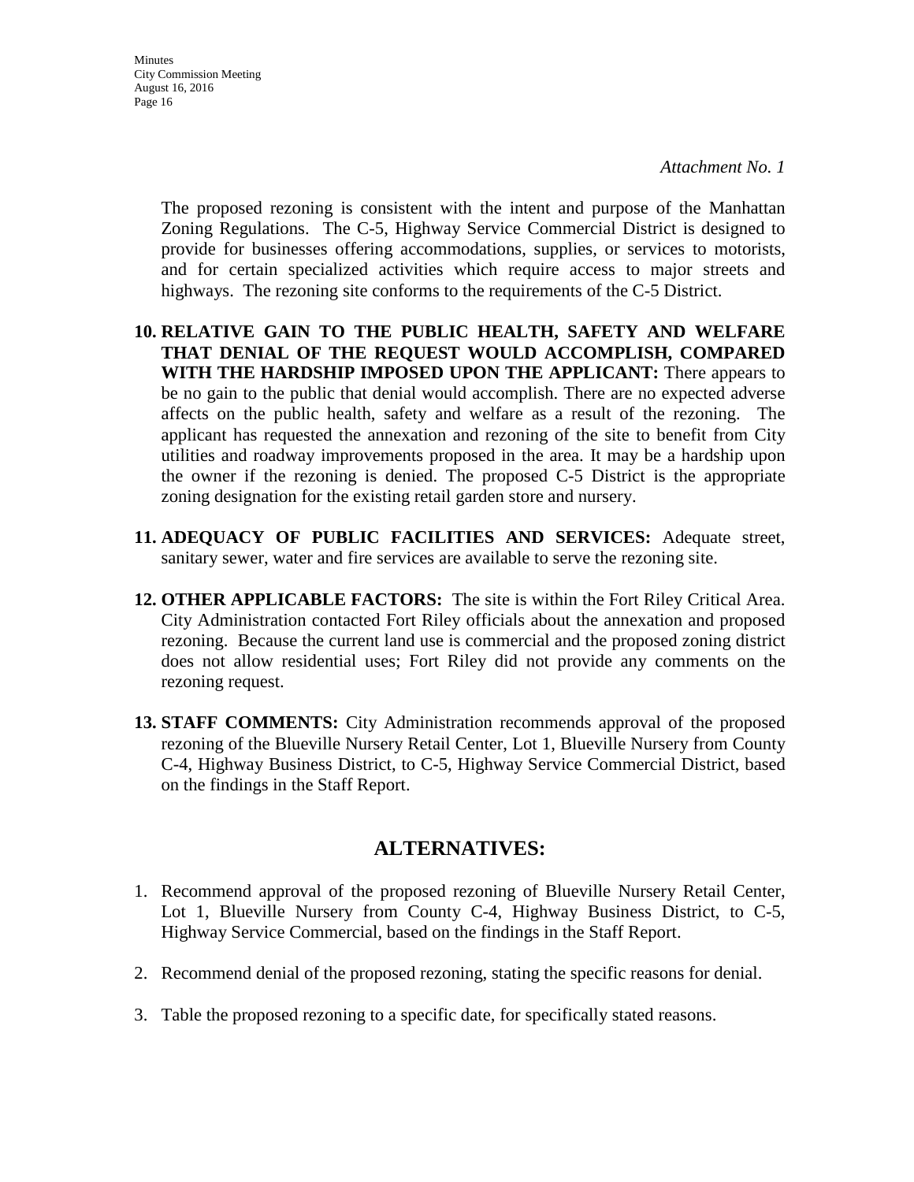*Attachment No. 1*

The proposed rezoning is consistent with the intent and purpose of the Manhattan Zoning Regulations. The C-5, Highway Service Commercial District is designed to provide for businesses offering accommodations, supplies, or services to motorists, and for certain specialized activities which require access to major streets and highways. The rezoning site conforms to the requirements of the C-5 District.

10. **RELATIVE GAIN TO THE PUBLIC HEALTH, SAFETY AND WELFARE THAT DENIAL OF THE REQUEST WOULD ACCOMPLISH, COMPARED WITH THE HARDSHIP IMPOSED UPON THE APPLICANT:** There appears to be no gain to the public that denial would accomplish. There are no expected adverse affects on the public health, safety and welfare as a result of the rezoning. The applicant has requested the annexation and rezoning of the site to benefit from City utilities and roadway improvements proposed in the area. It may be a hardship upon the owner if the rezoning is denied. The proposed C-5 District is the appropriate zoning designation for the existing retail garden store and nursery.

11. **ADEQUACY OF PUBLIC FACILITIES AND SERVICES:** Adequate street, sanitary sewer, water and fire services are available to serve the rezoning site.

12. **OTHER APPLICABLE FACTORS:** The site is within the Fort Riley Critical Area. City Administration contacted Fort Riley officials about the annexation and proposed rezoning. Because the current land use is commercial and the proposed zoning district does not allow residential uses; Fort Riley did not provide any comments on the rezoning request.

13. **STAFF COMMENTS:** City Administration recommends approval of the proposed rezoning of the Blueville Nursery Retail Center, Lot 1, Blueville Nursery from County C-4, Highway Business District, to C-5, Highway Service Commercial District, based on the findings in the Staff Report.

## ALTERNATIVES:

1. Recommend approval of the proposed rezoning of Blueville Nursery Retail Center, Lot 1, Blueville Nursery from County C-4, Highway Business District, to C-5, Highway Service Commercial, based on the findings in the Staff Report.

2. Recommend denial of the proposed rezoning, stating the specific reasons for denial.

3. Table the proposed rezoning to a specific date, for specifically stated reasons.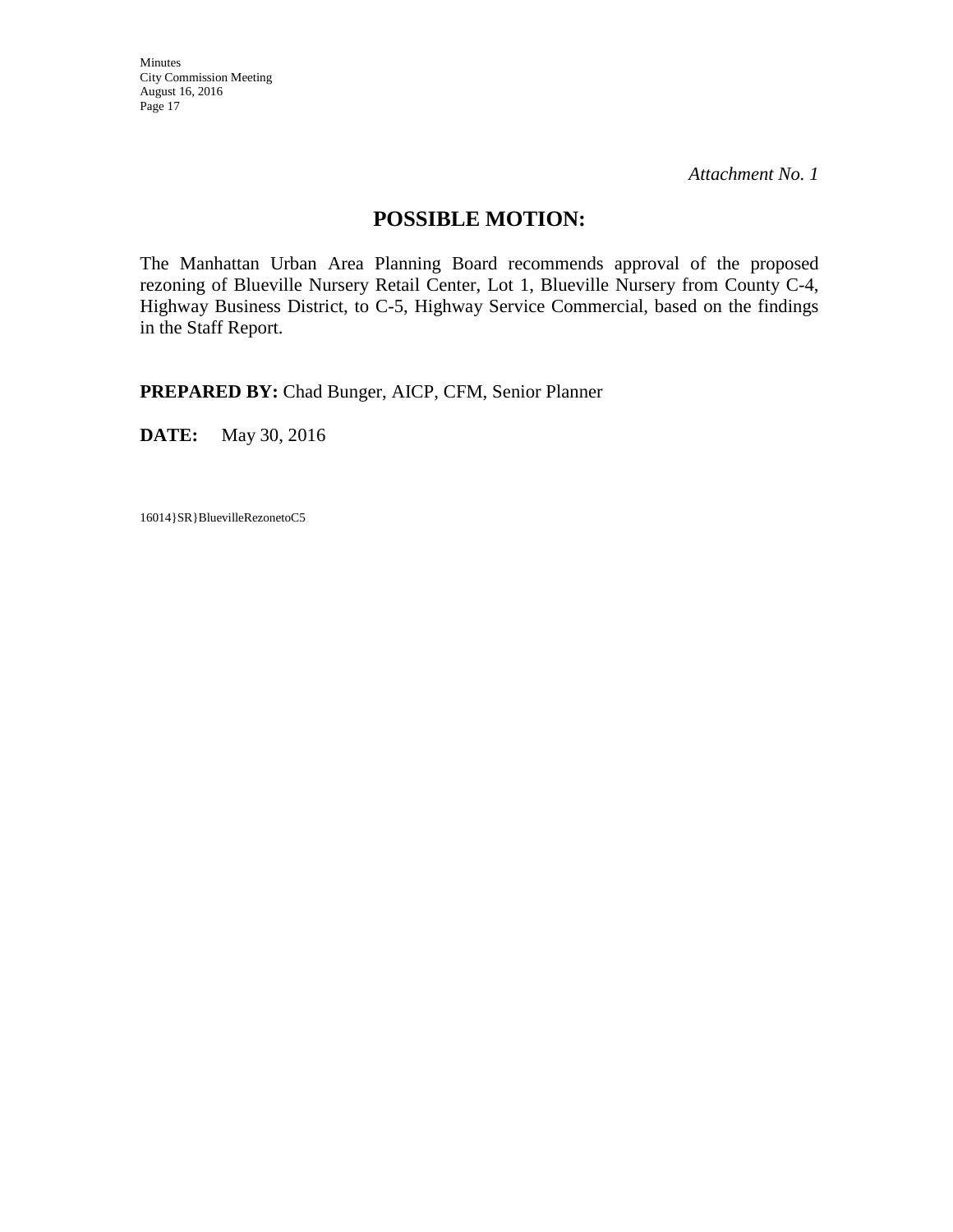*Attachment No. 1*

## POSSIBLE MOTION:

The Manhattan Urban Area Planning Board recommends approval of the proposed rezoning of Blueville Nursery Retail Center, Lot 1, Blueville Nursery from County C-4, Highway Business District, to C-5, Highway Service Commercial, based on the findings in the Staff Report.

**PREPARED BY:** Chad Bunger, AICP, CFM, Senior Planner

**DATE:** May 30, 2016

16014}SR}BluevilleRezonetoC5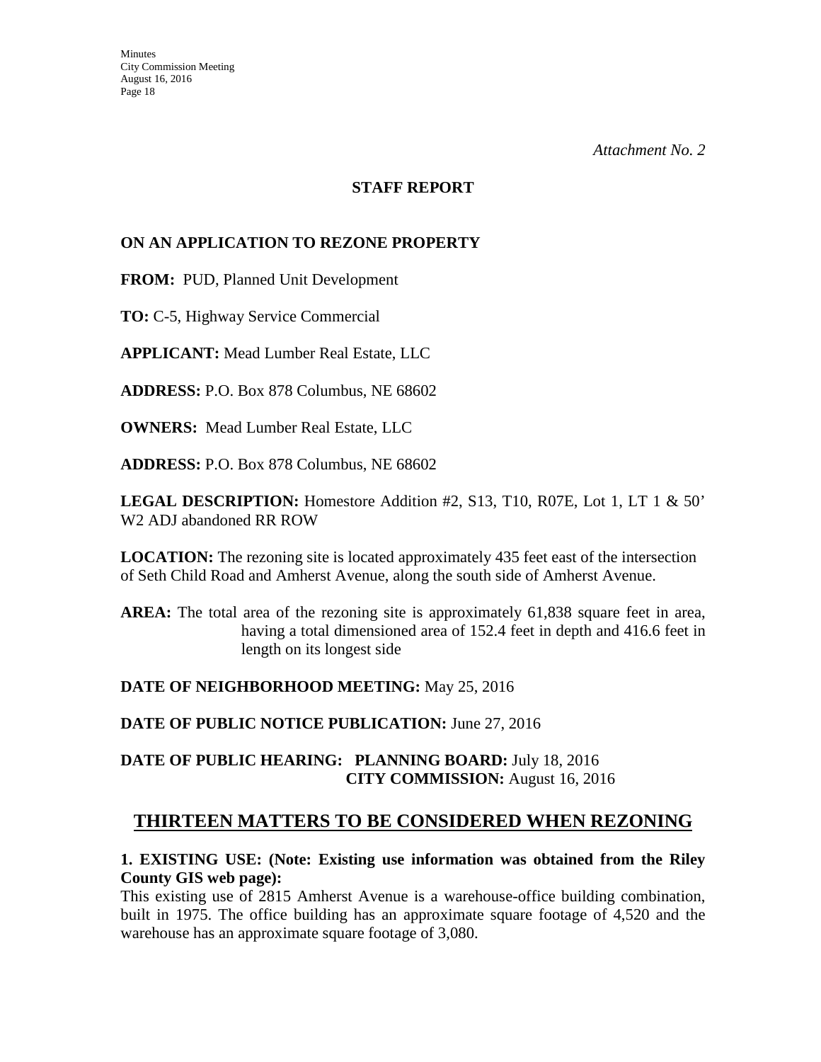*Attachment No. 2*

## STAFF REPORT

**ON AN APPLICATION TO REZONE PROPERTY**

**FROM:** PUD, Planned Unit Development

**TO:** C-5, Highway Service Commercial

**APPLICANT:** Mead Lumber Real Estate, LLC

**ADDRESS:** P.O. Box 878 Columbus, NE 68602

**OWNERS:** Mead Lumber Real Estate, LLC

**ADDRESS:** P.O. Box 878 Columbus, NE 68602

**LEGAL DESCRIPTION:** Homestore Addition #2, S13, T10, R07E, Lot 1, LT 1 & 50' W2 ADJ abandoned RR ROW

**LOCATION:** The rezoning site is located approximately 435 feet east of the intersection of Seth Child Road and Amherst Avenue, along the south side of Amherst Avenue.

**AREA:** The total area of the rezoning site is approximately 61,838 square feet in area, having a total dimensioned area of 152.4 feet in depth and 416.6 feet in length on its longest side

**DATE OF NEIGHBORHOOD MEETING:** May 25, 2016

**DATE OF PUBLIC NOTICE PUBLICATION:** June 27, 2016

**DATE OF PUBLIC HEARING: PLANNING BOARD:** July 18, 2016
**CITY COMMISSION:** August 16, 2016

## THIRTEEN MATTERS TO BE CONSIDERED WHEN REZONING

**1. EXISTING USE: (Note: Existing use information was obtained from the Riley County GIS web page):**

This existing use of 2815 Amherst Avenue is a warehouse-office building combination, built in 1975. The office building has an approximate square footage of 4,520 and the warehouse has an approximate square footage of 3,080.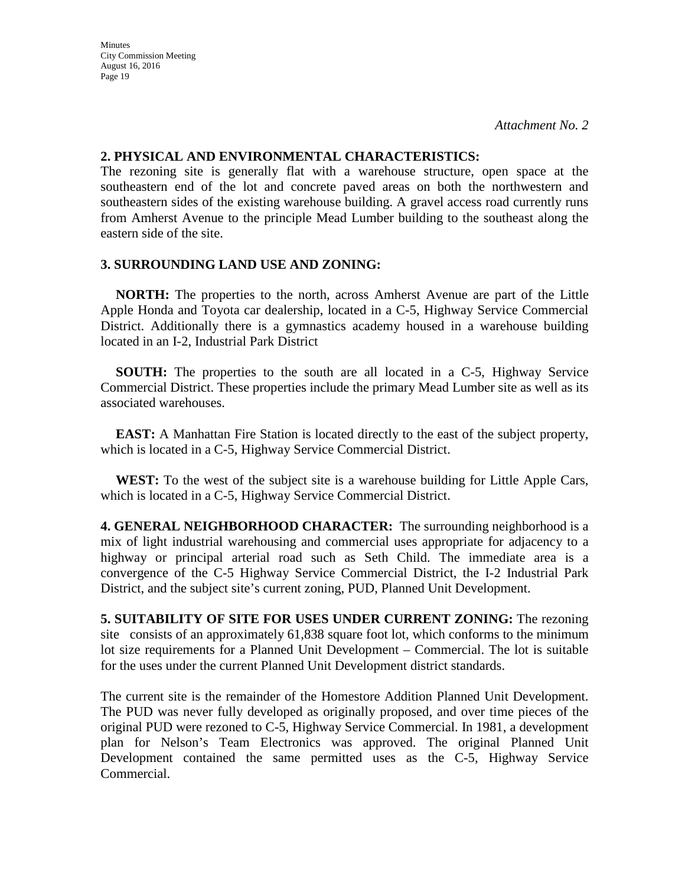*Attachment No. 2*

**2. PHYSICAL AND ENVIRONMENTAL CHARACTERISTICS:**
The rezoning site is generally flat with a warehouse structure, open space at the southeastern end of the lot and concrete paved areas on both the northwestern and southeastern sides of the existing warehouse building. A gravel access road currently runs from Amherst Avenue to the principle Mead Lumber building to the southeast along the eastern side of the site.

**3. SURROUNDING LAND USE AND ZONING:**

**NORTH:** The properties to the north, across Amherst Avenue are part of the Little Apple Honda and Toyota car dealership, located in a C-5, Highway Service Commercial District. Additionally there is a gymnastics academy housed in a warehouse building located in an I-2, Industrial Park District

**SOUTH:** The properties to the south are all located in a C-5, Highway Service Commercial District. These properties include the primary Mead Lumber site as well as its associated warehouses.

**EAST:** A Manhattan Fire Station is located directly to the east of the subject property, which is located in a C-5, Highway Service Commercial District.

**WEST:** To the west of the subject site is a warehouse building for Little Apple Cars, which is located in a C-5, Highway Service Commercial District.

**4. GENERAL NEIGHBORHOOD CHARACTER:** The surrounding neighborhood is a mix of light industrial warehousing and commercial uses appropriate for adjacency to a highway or principal arterial road such as Seth Child. The immediate area is a convergence of the C-5 Highway Service Commercial District, the I-2 Industrial Park District, and the subject site's current zoning, PUD, Planned Unit Development.

**5. SUITABILITY OF SITE FOR USES UNDER CURRENT ZONING:** The rezoning site consists of an approximately 61,838 square foot lot, which conforms to the minimum lot size requirements for a Planned Unit Development – Commercial. The lot is suitable for the uses under the current Planned Unit Development district standards.

The current site is the remainder of the Homestore Addition Planned Unit Development. The PUD was never fully developed as originally proposed, and over time pieces of the original PUD were rezoned to C-5, Highway Service Commercial. In 1981, a development plan for Nelson's Team Electronics was approved. The original Planned Unit Development contained the same permitted uses as the C-5, Highway Service Commercial.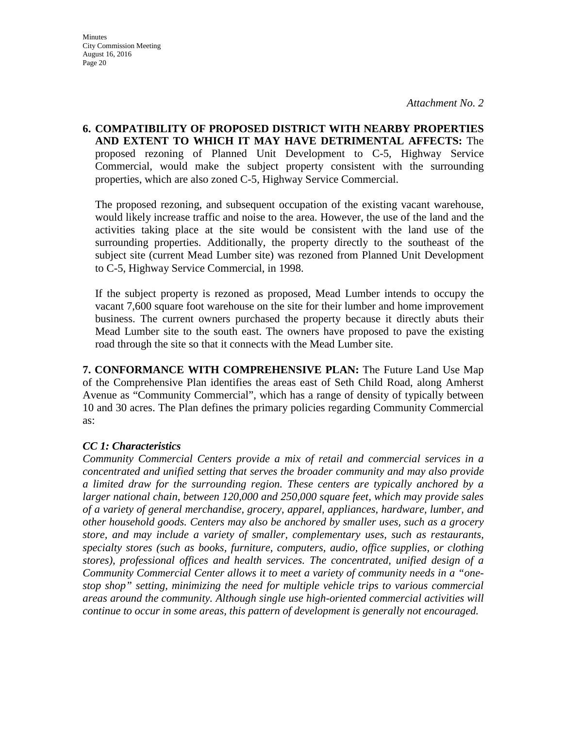*Attachment No. 2*

**6. COMPATIBILITY OF PROPOSED DISTRICT WITH NEARBY PROPERTIES AND EXTENT TO WHICH IT MAY HAVE DETRIMENTAL AFFECTS:** The proposed rezoning of Planned Unit Development to C-5, Highway Service Commercial, would make the subject property consistent with the surrounding properties, which are also zoned C-5, Highway Service Commercial.

The proposed rezoning, and subsequent occupation of the existing vacant warehouse, would likely increase traffic and noise to the area. However, the use of the land and the activities taking place at the site would be consistent with the land use of the surrounding properties. Additionally, the property directly to the southeast of the subject site (current Mead Lumber site) was rezoned from Planned Unit Development to C-5, Highway Service Commercial, in 1998.

If the subject property is rezoned as proposed, Mead Lumber intends to occupy the vacant 7,600 square foot warehouse on the site for their lumber and home improvement business. The current owners purchased the property because it directly abuts their Mead Lumber site to the south east. The owners have proposed to pave the existing road through the site so that it connects with the Mead Lumber site.

**7. CONFORMANCE WITH COMPREHENSIVE PLAN:** The Future Land Use Map of the Comprehensive Plan identifies the areas east of Seth Child Road, along Amherst Avenue as "Community Commercial", which has a range of density of typically between 10 and 30 acres. The Plan defines the primary policies regarding Community Commercial as:

***CC 1: Characteristics***

*Community Commercial Centers provide a mix of retail and commercial services in a concentrated and unified setting that serves the broader community and may also provide a limited draw for the surrounding region. These centers are typically anchored by a larger national chain, between 120,000 and 250,000 square feet, which may provide sales of a variety of general merchandise, grocery, apparel, appliances, hardware, lumber, and other household goods. Centers may also be anchored by smaller uses, such as a grocery store, and may include a variety of smaller, complementary uses, such as restaurants, specialty stores (such as books, furniture, computers, audio, office supplies, or clothing stores), professional offices and health services. The concentrated, unified design of a Community Commercial Center allows it to meet a variety of community needs in a "one-stop shop" setting, minimizing the need for multiple vehicle trips to various commercial areas around the community. Although single use high-oriented commercial activities will continue to occur in some areas, this pattern of development is generally not encouraged.*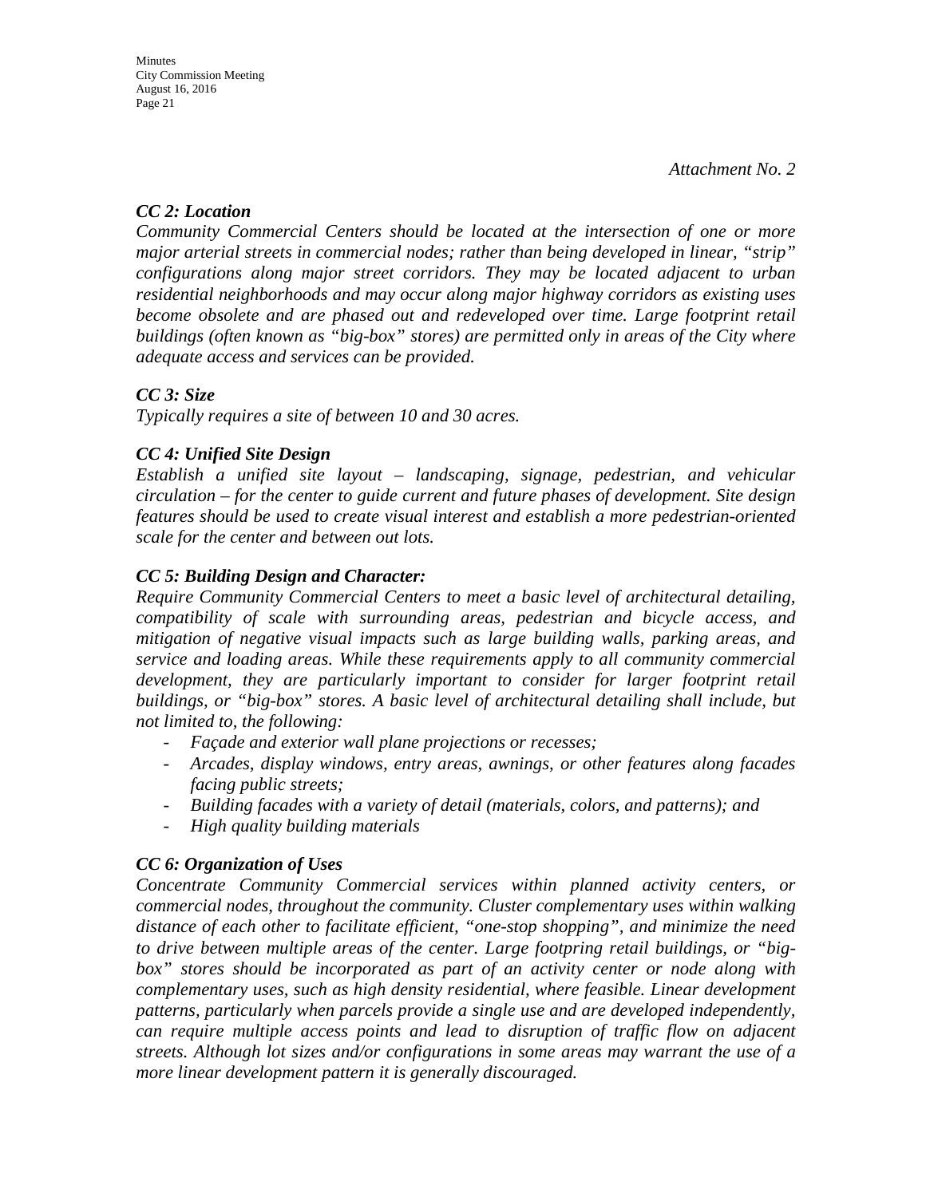*Attachment No. 2*

***CC 2: Location***

*Community Commercial Centers should be located at the intersection of one or more major arterial streets in commercial nodes; rather than being developed in linear, "strip" configurations along major street corridors. They may be located adjacent to urban residential neighborhoods and may occur along major highway corridors as existing uses become obsolete and are phased out and redeveloped over time. Large footprint retail buildings (often known as "big-box" stores) are permitted only in areas of the City where adequate access and services can be provided.*

***CC 3: Size***

*Typically requires a site of between 10 and 30 acres.*

***CC 4: Unified Site Design***

*Establish a unified site layout – landscaping, signage, pedestrian, and vehicular circulation – for the center to guide current and future phases of development. Site design features should be used to create visual interest and establish a more pedestrian-oriented scale for the center and between out lots.*

***CC 5: Building Design and Character:***

*Require Community Commercial Centers to meet a basic level of architectural detailing, compatibility of scale with surrounding areas, pedestrian and bicycle access, and mitigation of negative visual impacts such as large building walls, parking areas, and service and loading areas. While these requirements apply to all community commercial development, they are particularly important to consider for larger footprint retail buildings, or "big-box" stores. A basic level of architectural detailing shall include, but not limited to, the following:*

- *Façade and exterior wall plane projections or recesses;*
- *Arcades, display windows, entry areas, awnings, or other features along facades facing public streets;*
- *Building facades with a variety of detail (materials, colors, and patterns); and*
- *High quality building materials*

***CC 6: Organization of Uses***

*Concentrate Community Commercial services within planned activity centers, or commercial nodes, throughout the community. Cluster complementary uses within walking distance of each other to facilitate efficient, "one-stop shopping", and minimize the need to drive between multiple areas of the center. Large footpring retail buildings, or "big-box" stores should be incorporated as part of an activity center or node along with complementary uses, such as high density residential, where feasible. Linear development patterns, particularly when parcels provide a single use and are developed independently, can require multiple access points and lead to disruption of traffic flow on adjacent streets. Although lot sizes and/or configurations in some areas may warrant the use of a more linear development pattern it is generally discouraged.*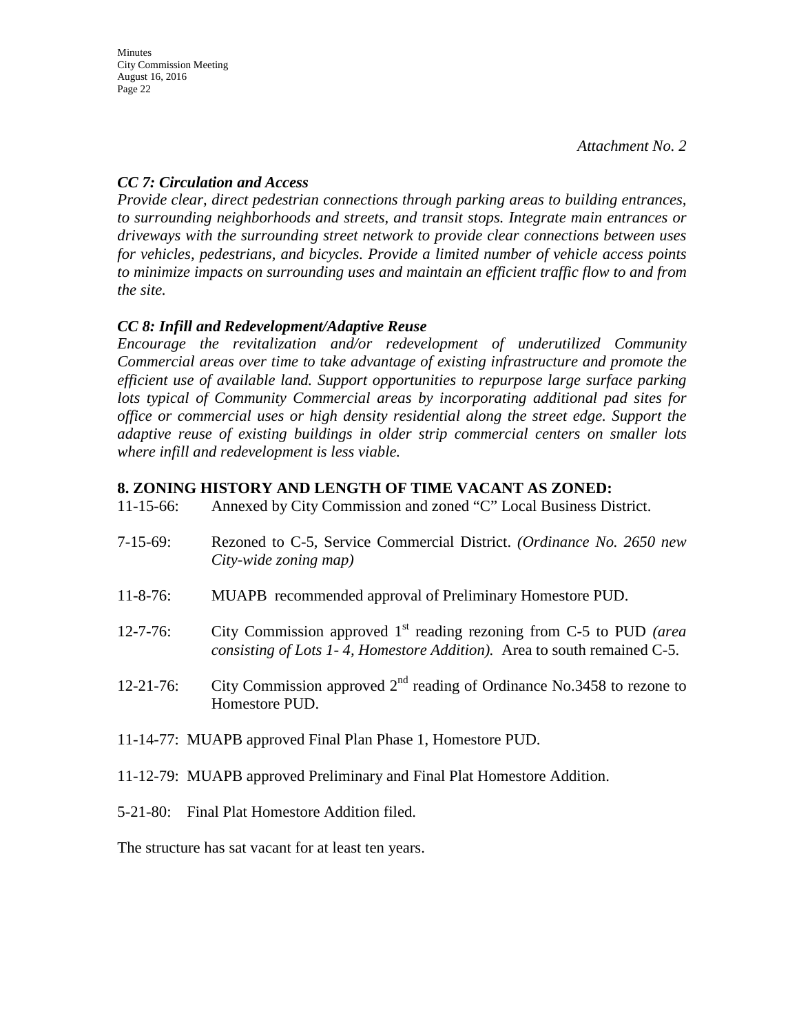*Attachment No. 2*

***CC 7: Circulation and Access***

*Provide clear, direct pedestrian connections through parking areas to building entrances, to surrounding neighborhoods and streets, and transit stops. Integrate main entrances or driveways with the surrounding street network to provide clear connections between uses for vehicles, pedestrians, and bicycles. Provide a limited number of vehicle access points to minimize impacts on surrounding uses and maintain an efficient traffic flow to and from the site.*

***CC 8: Infill and Redevelopment/Adaptive Reuse***

*Encourage the revitalization and/or redevelopment of underutilized Community Commercial areas over time to take advantage of existing infrastructure and promote the efficient use of available land. Support opportunities to repurpose large surface parking lots typical of Community Commercial areas by incorporating additional pad sites for office or commercial uses or high density residential along the street edge. Support the adaptive reuse of existing buildings in older strip commercial centers on smaller lots where infill and redevelopment is less viable.*

**8. ZONING HISTORY AND LENGTH OF TIME VACANT AS ZONED:**

11-15-66: Annexed by City Commission and zoned "C" Local Business District.

7-15-69: Rezoned to C-5, Service Commercial District. *(Ordinance No. 2650 new City-wide zoning map)*

11-8-76: MUAPB recommended approval of Preliminary Homestore PUD.

12-7-76: City Commission approved 1st reading rezoning from C-5 to PUD *(area consisting of Lots 1- 4, Homestore Addition).* Area to south remained C-5.

12-21-76: City Commission approved 2nd reading of Ordinance No.3458 to rezone to Homestore PUD.

11-14-77: MUAPB approved Final Plan Phase 1, Homestore PUD.

11-12-79: MUAPB approved Preliminary and Final Plat Homestore Addition.

5-21-80: Final Plat Homestore Addition filed.

The structure has sat vacant for at least ten years.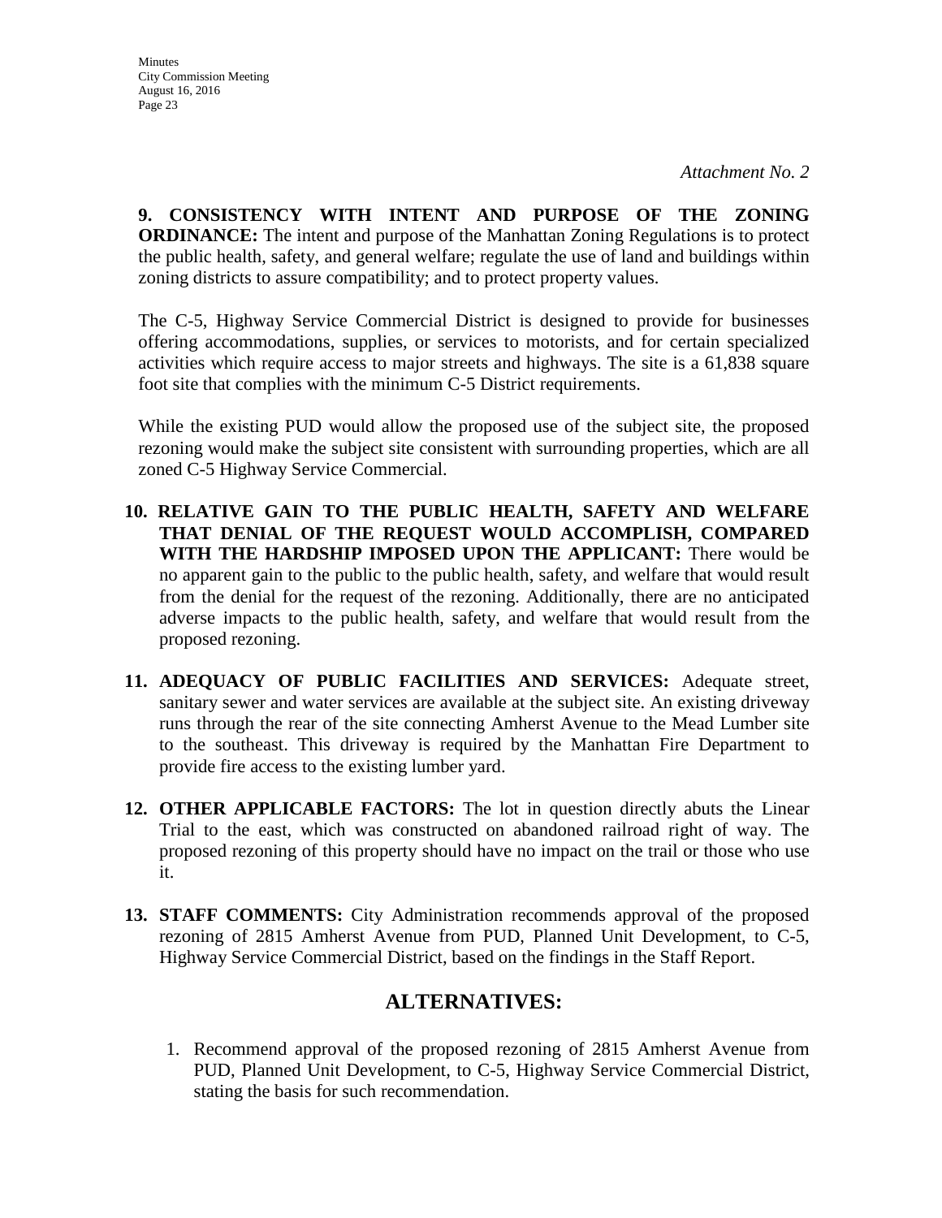*Attachment No. 2*

**9. CONSISTENCY WITH INTENT AND PURPOSE OF THE ZONING ORDINANCE:** The intent and purpose of the Manhattan Zoning Regulations is to protect the public health, safety, and general welfare; regulate the use of land and buildings within zoning districts to assure compatibility; and to protect property values.

The C-5, Highway Service Commercial District is designed to provide for businesses offering accommodations, supplies, or services to motorists, and for certain specialized activities which require access to major streets and highways. The site is a 61,838 square foot site that complies with the minimum C-5 District requirements.

While the existing PUD would allow the proposed use of the subject site, the proposed rezoning would make the subject site consistent with surrounding properties, which are all zoned C-5 Highway Service Commercial.

**10. RELATIVE GAIN TO THE PUBLIC HEALTH, SAFETY AND WELFARE THAT DENIAL OF THE REQUEST WOULD ACCOMPLISH, COMPARED WITH THE HARDSHIP IMPOSED UPON THE APPLICANT:** There would be no apparent gain to the public to the public health, safety, and welfare that would result from the denial for the request of the rezoning. Additionally, there are no anticipated adverse impacts to the public health, safety, and welfare that would result from the proposed rezoning.

**11. ADEQUACY OF PUBLIC FACILITIES AND SERVICES:** Adequate street, sanitary sewer and water services are available at the subject site. An existing driveway runs through the rear of the site connecting Amherst Avenue to the Mead Lumber site to the southeast. This driveway is required by the Manhattan Fire Department to provide fire access to the existing lumber yard.

**12. OTHER APPLICABLE FACTORS:** The lot in question directly abuts the Linear Trial to the east, which was constructed on abandoned railroad right of way. The proposed rezoning of this property should have no impact on the trail or those who use it.

**13. STAFF COMMENTS:** City Administration recommends approval of the proposed rezoning of 2815 Amherst Avenue from PUD, Planned Unit Development, to C-5, Highway Service Commercial District, based on the findings in the Staff Report.

## ALTERNATIVES:

1. Recommend approval of the proposed rezoning of 2815 Amherst Avenue from PUD, Planned Unit Development, to C-5, Highway Service Commercial District, stating the basis for such recommendation.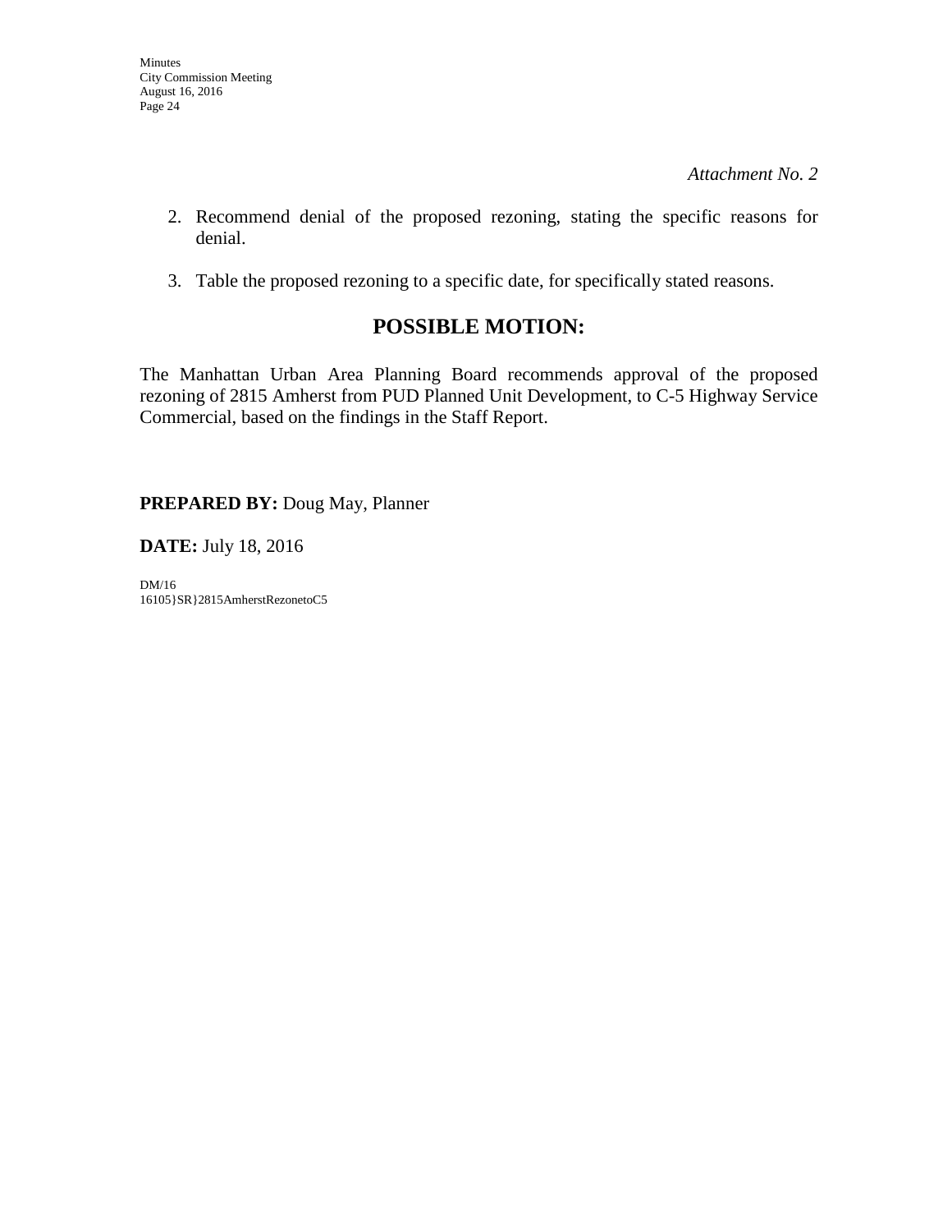*Attachment No. 2*

2. Recommend denial of the proposed rezoning, stating the specific reasons for denial.

3. Table the proposed rezoning to a specific date, for specifically stated reasons.

## POSSIBLE MOTION:

The Manhattan Urban Area Planning Board recommends approval of the proposed rezoning of 2815 Amherst from PUD Planned Unit Development, to C-5 Highway Service Commercial, based on the findings in the Staff Report.

**PREPARED BY:** Doug May, Planner

**DATE:** July 18, 2016

DM/16
16105}SR}2815AmherstRezonetoC5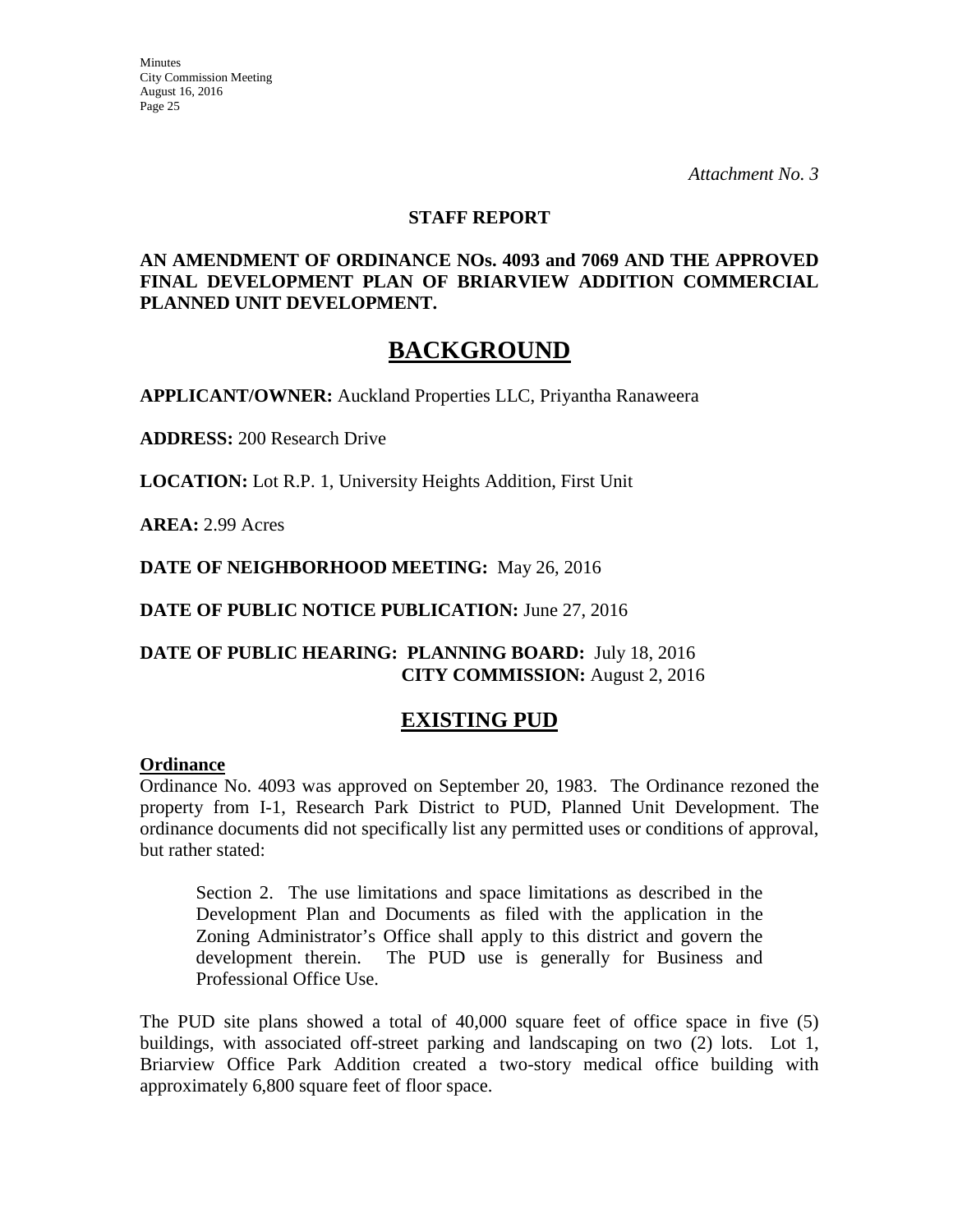*Attachment No. 3*

**STAFF REPORT**

**AN AMENDMENT OF ORDINANCE NOs. 4093 and 7069 AND THE APPROVED FINAL DEVELOPMENT PLAN OF BRIARVIEW ADDITION COMMERCIAL PLANNED UNIT DEVELOPMENT.**

# BACKGROUND

**APPLICANT/OWNER:** Auckland Properties LLC, Priyantha Ranaweera

**ADDRESS:** 200 Research Drive

**LOCATION:** Lot R.P. 1, University Heights Addition, First Unit

**AREA:** 2.99 Acres

**DATE OF NEIGHBORHOOD MEETING:** May 26, 2016

**DATE OF PUBLIC NOTICE PUBLICATION:** June 27, 2016

**DATE OF PUBLIC HEARING: PLANNING BOARD:** July 18, 2016
**CITY COMMISSION:** August 2, 2016

## EXISTING PUD

**Ordinance**

Ordinance No. 4093 was approved on September 20, 1983. The Ordinance rezoned the property from I-1, Research Park District to PUD, Planned Unit Development. The ordinance documents did not specifically list any permitted uses or conditions of approval, but rather stated:

> Section 2. The use limitations and space limitations as described in the Development Plan and Documents as filed with the application in the Zoning Administrator's Office shall apply to this district and govern the development therein. The PUD use is generally for Business and Professional Office Use.

The PUD site plans showed a total of 40,000 square feet of office space in five (5) buildings, with associated off-street parking and landscaping on two (2) lots. Lot 1, Briarview Office Park Addition created a two-story medical office building with approximately 6,800 square feet of floor space.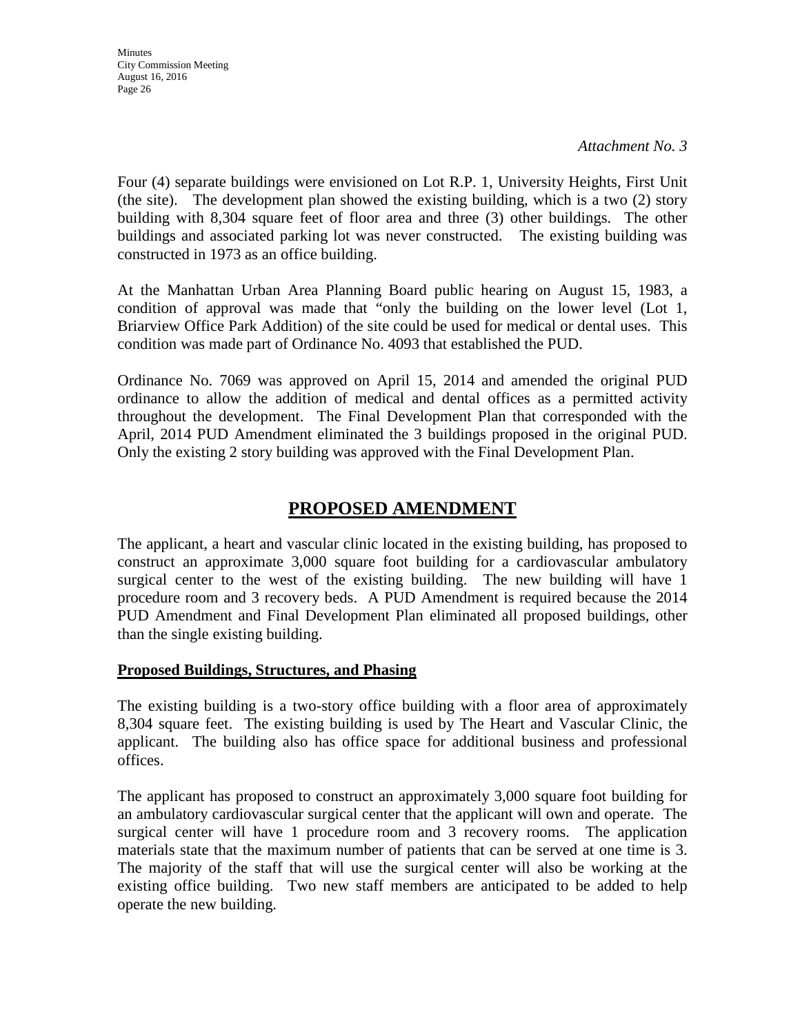*Attachment No. 3*

Four (4) separate buildings were envisioned on Lot R.P. 1, University Heights, First Unit (the site). The development plan showed the existing building, which is a two (2) story building with 8,304 square feet of floor area and three (3) other buildings. The other buildings and associated parking lot was never constructed. The existing building was constructed in 1973 as an office building.

At the Manhattan Urban Area Planning Board public hearing on August 15, 1983, a condition of approval was made that "only the building on the lower level (Lot 1, Briarview Office Park Addition) of the site could be used for medical or dental uses. This condition was made part of Ordinance No. 4093 that established the PUD.

Ordinance No. 7069 was approved on April 15, 2014 and amended the original PUD ordinance to allow the addition of medical and dental offices as a permitted activity throughout the development. The Final Development Plan that corresponded with the April, 2014 PUD Amendment eliminated the 3 buildings proposed in the original PUD. Only the existing 2 story building was approved with the Final Development Plan.

## PROPOSED AMENDMENT

The applicant, a heart and vascular clinic located in the existing building, has proposed to construct an approximate 3,000 square foot building for a cardiovascular ambulatory surgical center to the west of the existing building. The new building will have 1 procedure room and 3 recovery beds. A PUD Amendment is required because the 2014 PUD Amendment and Final Development Plan eliminated all proposed buildings, other than the single existing building.

**Proposed Buildings, Structures, and Phasing**

The existing building is a two-story office building with a floor area of approximately 8,304 square feet. The existing building is used by The Heart and Vascular Clinic, the applicant. The building also has office space for additional business and professional offices.

The applicant has proposed to construct an approximately 3,000 square foot building for an ambulatory cardiovascular surgical center that the applicant will own and operate. The surgical center will have 1 procedure room and 3 recovery rooms. The application materials state that the maximum number of patients that can be served at one time is 3. The majority of the staff that will use the surgical center will also be working at the existing office building. Two new staff members are anticipated to be added to help operate the new building.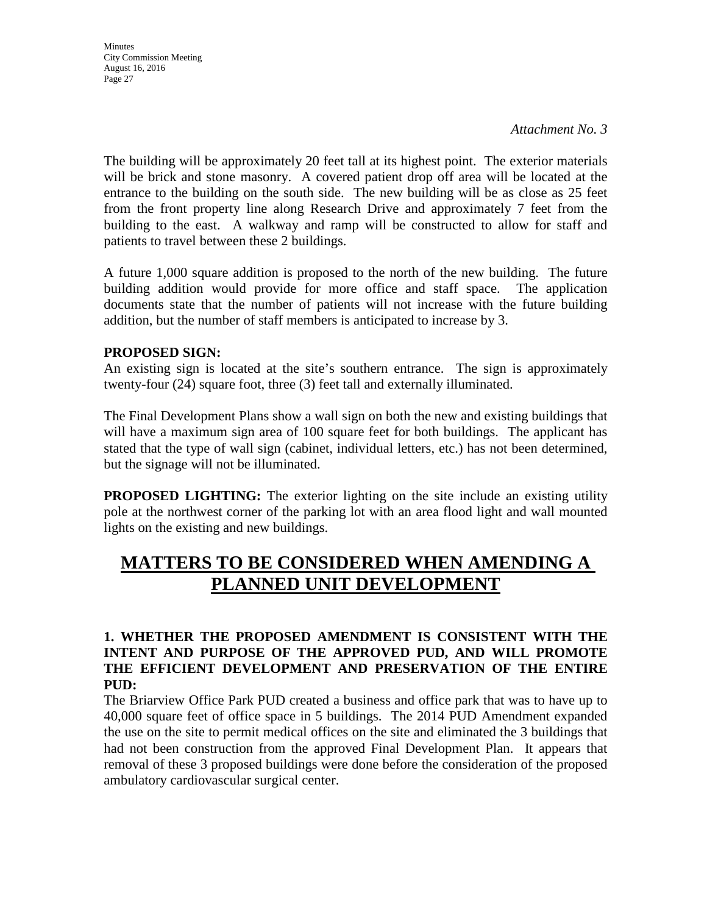*Attachment No. 3*

The building will be approximately 20 feet tall at its highest point. The exterior materials will be brick and stone masonry. A covered patient drop off area will be located at the entrance to the building on the south side. The new building will be as close as 25 feet from the front property line along Research Drive and approximately 7 feet from the building to the east. A walkway and ramp will be constructed to allow for staff and patients to travel between these 2 buildings.

A future 1,000 square addition is proposed to the north of the new building. The future building addition would provide for more office and staff space. The application documents state that the number of patients will not increase with the future building addition, but the number of staff members is anticipated to increase by 3.

**PROPOSED SIGN:**
An existing sign is located at the site's southern entrance. The sign is approximately twenty-four (24) square foot, three (3) feet tall and externally illuminated.

The Final Development Plans show a wall sign on both the new and existing buildings that will have a maximum sign area of 100 square feet for both buildings. The applicant has stated that the type of wall sign (cabinet, individual letters, etc.) has not been determined, but the signage will not be illuminated.

**PROPOSED LIGHTING:** The exterior lighting on the site include an existing utility pole at the northwest corner of the parking lot with an area flood light and wall mounted lights on the existing and new buildings.

# MATTERS TO BE CONSIDERED WHEN AMENDING A PLANNED UNIT DEVELOPMENT

**1. WHETHER THE PROPOSED AMENDMENT IS CONSISTENT WITH THE INTENT AND PURPOSE OF THE APPROVED PUD, AND WILL PROMOTE THE EFFICIENT DEVELOPMENT AND PRESERVATION OF THE ENTIRE PUD:**
The Briarview Office Park PUD created a business and office park that was to have up to 40,000 square feet of office space in 5 buildings. The 2014 PUD Amendment expanded the use on the site to permit medical offices on the site and eliminated the 3 buildings that had not been construction from the approved Final Development Plan. It appears that removal of these 3 proposed buildings were done before the consideration of the proposed ambulatory cardiovascular surgical center.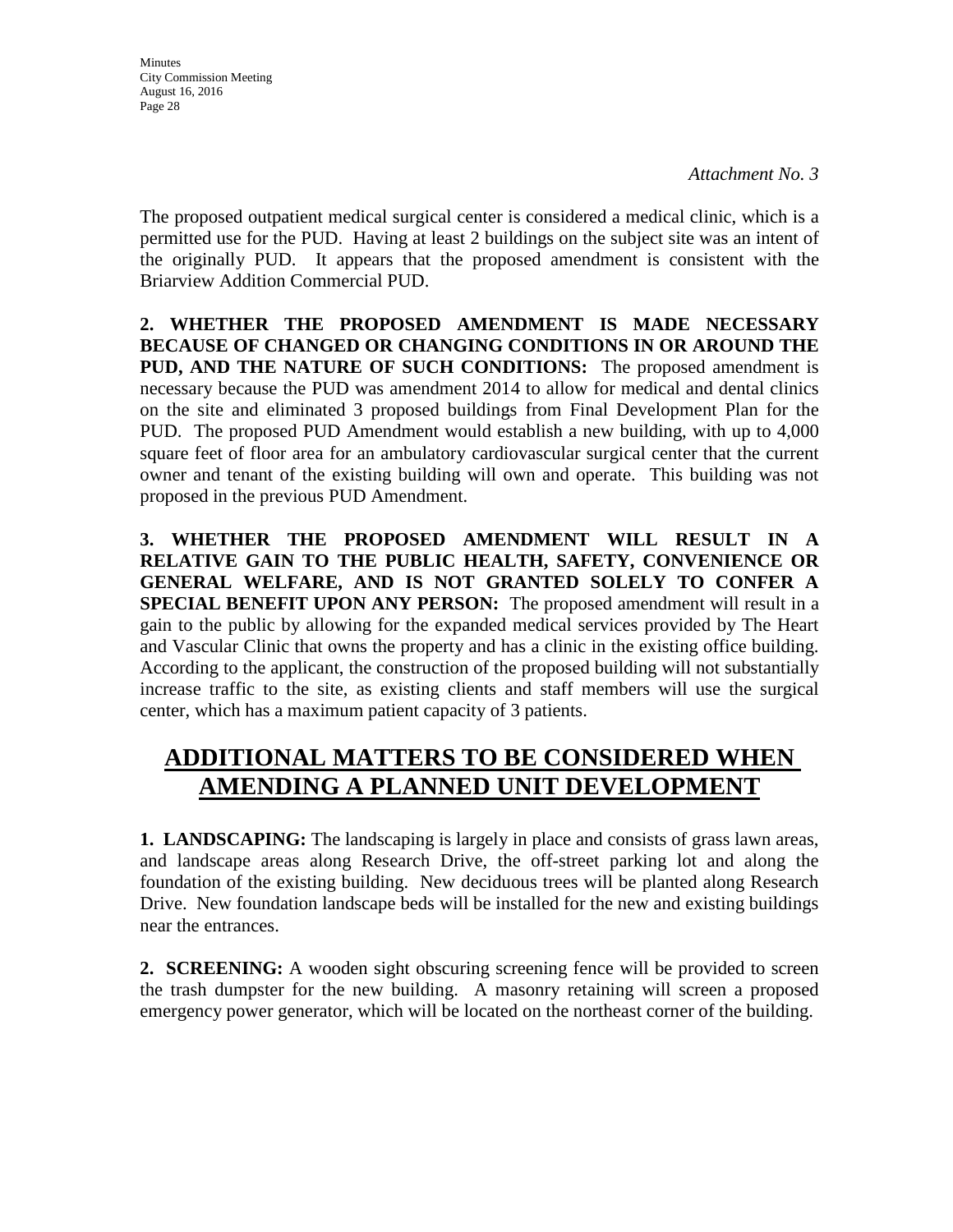*Attachment No. 3*

The proposed outpatient medical surgical center is considered a medical clinic, which is a permitted use for the PUD. Having at least 2 buildings on the subject site was an intent of the originally PUD. It appears that the proposed amendment is consistent with the Briarview Addition Commercial PUD.

**2. WHETHER THE PROPOSED AMENDMENT IS MADE NECESSARY BECAUSE OF CHANGED OR CHANGING CONDITIONS IN OR AROUND THE PUD, AND THE NATURE OF SUCH CONDITIONS:** The proposed amendment is necessary because the PUD was amendment 2014 to allow for medical and dental clinics on the site and eliminated 3 proposed buildings from Final Development Plan for the PUD. The proposed PUD Amendment would establish a new building, with up to 4,000 square feet of floor area for an ambulatory cardiovascular surgical center that the current owner and tenant of the existing building will own and operate. This building was not proposed in the previous PUD Amendment.

**3. WHETHER THE PROPOSED AMENDMENT WILL RESULT IN A RELATIVE GAIN TO THE PUBLIC HEALTH, SAFETY, CONVENIENCE OR GENERAL WELFARE, AND IS NOT GRANTED SOLELY TO CONFER A SPECIAL BENEFIT UPON ANY PERSON:** The proposed amendment will result in a gain to the public by allowing for the expanded medical services provided by The Heart and Vascular Clinic that owns the property and has a clinic in the existing office building. According to the applicant, the construction of the proposed building will not substantially increase traffic to the site, as existing clients and staff members will use the surgical center, which has a maximum patient capacity of 3 patients.

## ADDITIONAL MATTERS TO BE CONSIDERED WHEN AMENDING A PLANNED UNIT DEVELOPMENT

**1. LANDSCAPING:** The landscaping is largely in place and consists of grass lawn areas, and landscape areas along Research Drive, the off-street parking lot and along the foundation of the existing building. New deciduous trees will be planted along Research Drive. New foundation landscape beds will be installed for the new and existing buildings near the entrances.

**2. SCREENING:** A wooden sight obscuring screening fence will be provided to screen the trash dumpster for the new building. A masonry retaining will screen a proposed emergency power generator, which will be located on the northeast corner of the building.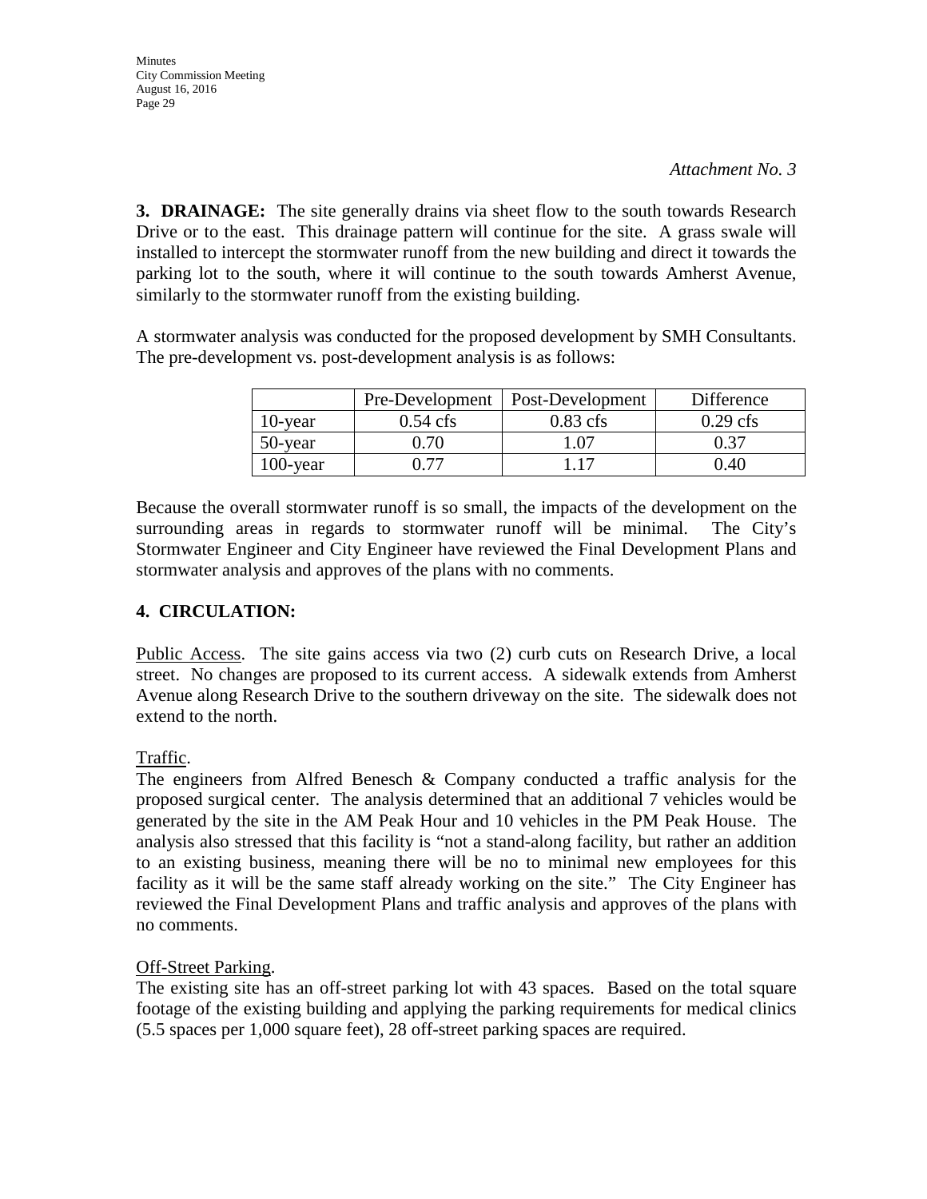*Attachment No. 3*

**3. DRAINAGE:** The site generally drains via sheet flow to the south towards Research Drive or to the east. This drainage pattern will continue for the site. A grass swale will installed to intercept the stormwater runoff from the new building and direct it towards the parking lot to the south, where it will continue to the south towards Amherst Avenue, similarly to the stormwater runoff from the existing building.

A stormwater analysis was conducted for the proposed development by SMH Consultants. The pre-development vs. post-development analysis is as follows:

| | Pre-Development | Post-Development | Difference |
|---|---|---|---|
| 10-year | 0.54 cfs | 0.83 cfs | 0.29 cfs |
| 50-year | 0.70 | 1.07 | 0.37 |
| 100-year | 0.77 | 1.17 | 0.40 |

Because the overall stormwater runoff is so small, the impacts of the development on the surrounding areas in regards to stormwater runoff will be minimal. The City's Stormwater Engineer and City Engineer have reviewed the Final Development Plans and stormwater analysis and approves of the plans with no comments.

**4. CIRCULATION:**

Public Access. The site gains access via two (2) curb cuts on Research Drive, a local street. No changes are proposed to its current access. A sidewalk extends from Amherst Avenue along Research Drive to the southern driveway on the site. The sidewalk does not extend to the north.

Traffic.
The engineers from Alfred Benesch & Company conducted a traffic analysis for the proposed surgical center. The analysis determined that an additional 7 vehicles would be generated by the site in the AM Peak Hour and 10 vehicles in the PM Peak House. The analysis also stressed that this facility is "not a stand-along facility, but rather an addition to an existing business, meaning there will be no to minimal new employees for this facility as it will be the same staff already working on the site." The City Engineer has reviewed the Final Development Plans and traffic analysis and approves of the plans with no comments.

Off-Street Parking.
The existing site has an off-street parking lot with 43 spaces. Based on the total square footage of the existing building and applying the parking requirements for medical clinics (5.5 spaces per 1,000 square feet), 28 off-street parking spaces are required.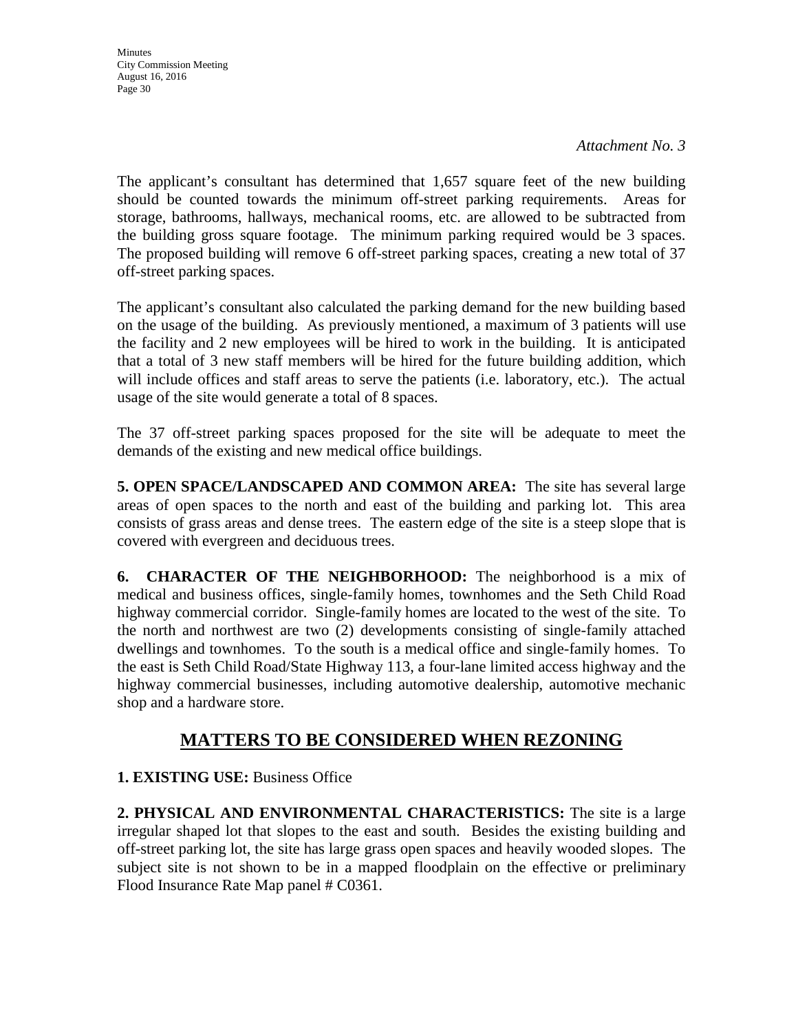*Attachment No. 3*

The applicant's consultant has determined that 1,657 square feet of the new building should be counted towards the minimum off-street parking requirements. Areas for storage, bathrooms, hallways, mechanical rooms, etc. are allowed to be subtracted from the building gross square footage. The minimum parking required would be 3 spaces. The proposed building will remove 6 off-street parking spaces, creating a new total of 37 off-street parking spaces.

The applicant's consultant also calculated the parking demand for the new building based on the usage of the building. As previously mentioned, a maximum of 3 patients will use the facility and 2 new employees will be hired to work in the building. It is anticipated that a total of 3 new staff members will be hired for the future building addition, which will include offices and staff areas to serve the patients (i.e. laboratory, etc.). The actual usage of the site would generate a total of 8 spaces.

The 37 off-street parking spaces proposed for the site will be adequate to meet the demands of the existing and new medical office buildings.

**5. OPEN SPACE/LANDSCAPED AND COMMON AREA:** The site has several large areas of open spaces to the north and east of the building and parking lot. This area consists of grass areas and dense trees. The eastern edge of the site is a steep slope that is covered with evergreen and deciduous trees.

**6. CHARACTER OF THE NEIGHBORHOOD:** The neighborhood is a mix of medical and business offices, single-family homes, townhomes and the Seth Child Road highway commercial corridor. Single-family homes are located to the west of the site. To the north and northwest are two (2) developments consisting of single-family attached dwellings and townhomes. To the south is a medical office and single-family homes. To the east is Seth Child Road/State Highway 113, a four-lane limited access highway and the highway commercial businesses, including automotive dealership, automotive mechanic shop and a hardware store.

## MATTERS TO BE CONSIDERED WHEN REZONING

**1. EXISTING USE:** Business Office

**2. PHYSICAL AND ENVIRONMENTAL CHARACTERISTICS:** The site is a large irregular shaped lot that slopes to the east and south. Besides the existing building and off-street parking lot, the site has large grass open spaces and heavily wooded slopes. The subject site is not shown to be in a mapped floodplain on the effective or preliminary Flood Insurance Rate Map panel # C0361.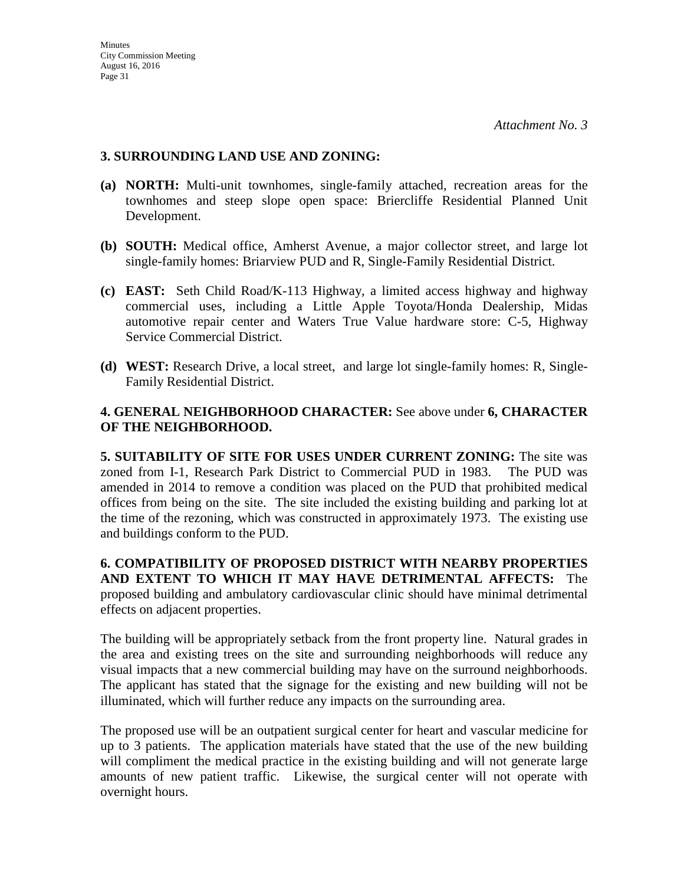*Attachment No. 3*

**3. SURROUNDING LAND USE AND ZONING:**

- **(a) NORTH:** Multi-unit townhomes, single-family attached, recreation areas for the townhomes and steep slope open space: Briercliffe Residential Planned Unit Development.

- **(b) SOUTH:** Medical office, Amherst Avenue, a major collector street, and large lot single-family homes: Briarview PUD and R, Single-Family Residential District.

- **(c) EAST:** Seth Child Road/K-113 Highway, a limited access highway and highway commercial uses, including a Little Apple Toyota/Honda Dealership, Midas automotive repair center and Waters True Value hardware store: C-5, Highway Service Commercial District.

- **(d) WEST:** Research Drive, a local street, and large lot single-family homes: R, Single-Family Residential District.

**4. GENERAL NEIGHBORHOOD CHARACTER:** See above under **6, CHARACTER OF THE NEIGHBORHOOD.**

**5. SUITABILITY OF SITE FOR USES UNDER CURRENT ZONING:** The site was zoned from I-1, Research Park District to Commercial PUD in 1983. The PUD was amended in 2014 to remove a condition was placed on the PUD that prohibited medical offices from being on the site. The site included the existing building and parking lot at the time of the rezoning, which was constructed in approximately 1973. The existing use and buildings conform to the PUD.

**6. COMPATIBILITY OF PROPOSED DISTRICT WITH NEARBY PROPERTIES AND EXTENT TO WHICH IT MAY HAVE DETRIMENTAL AFFECTS:** The proposed building and ambulatory cardiovascular clinic should have minimal detrimental effects on adjacent properties.

The building will be appropriately setback from the front property line. Natural grades in the area and existing trees on the site and surrounding neighborhoods will reduce any visual impacts that a new commercial building may have on the surround neighborhoods. The applicant has stated that the signage for the existing and new building will not be illuminated, which will further reduce any impacts on the surrounding area.

The proposed use will be an outpatient surgical center for heart and vascular medicine for up to 3 patients. The application materials have stated that the use of the new building will compliment the medical practice in the existing building and will not generate large amounts of new patient traffic. Likewise, the surgical center will not operate with overnight hours.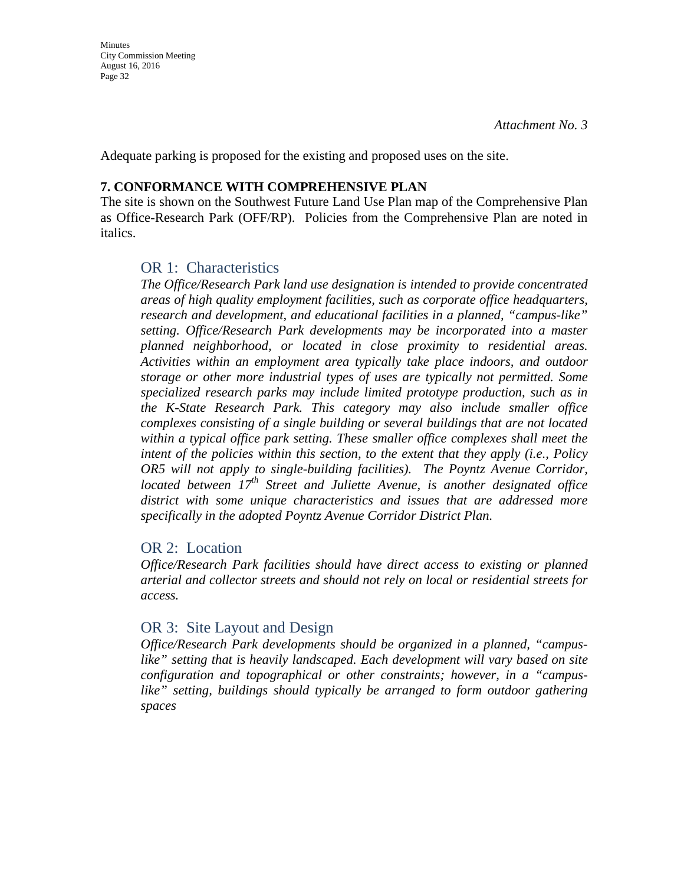*Attachment No. 3*

Adequate parking is proposed for the existing and proposed uses on the site.

**7. CONFORMANCE WITH COMPREHENSIVE PLAN**

The site is shown on the Southwest Future Land Use Plan map of the Comprehensive Plan as Office-Research Park (OFF/RP). Policies from the Comprehensive Plan are noted in italics.

### OR 1: Characteristics

*The Office/Research Park land use designation is intended to provide concentrated areas of high quality employment facilities, such as corporate office headquarters, research and development, and educational facilities in a planned, "campus-like" setting. Office/Research Park developments may be incorporated into a master planned neighborhood, or located in close proximity to residential areas. Activities within an employment area typically take place indoors, and outdoor storage or other more industrial types of uses are typically not permitted. Some specialized research parks may include limited prototype production, such as in the K-State Research Park. This category may also include smaller office complexes consisting of a single building or several buildings that are not located within a typical office park setting. These smaller office complexes shall meet the intent of the policies within this section, to the extent that they apply (i.e., Policy OR5 will not apply to single-building facilities). The Poyntz Avenue Corridor, located between 17th Street and Juliette Avenue, is another designated office district with some unique characteristics and issues that are addressed more specifically in the adopted Poyntz Avenue Corridor District Plan.*

### OR 2: Location

*Office/Research Park facilities should have direct access to existing or planned arterial and collector streets and should not rely on local or residential streets for access.*

### OR 3: Site Layout and Design

*Office/Research Park developments should be organized in a planned, "campus-like" setting that is heavily landscaped. Each development will vary based on site configuration and topographical or other constraints; however, in a "campus-like" setting, buildings should typically be arranged to form outdoor gathering spaces*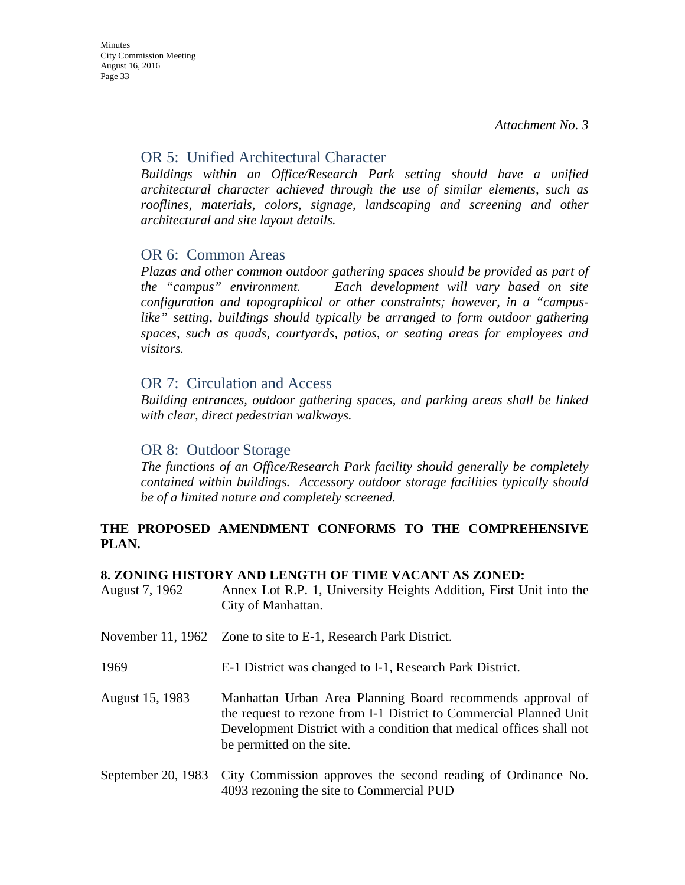*Attachment No. 3*

## OR 5: Unified Architectural Character

*Buildings within an Office/Research Park setting should have a unified architectural character achieved through the use of similar elements, such as rooflines, materials, colors, signage, landscaping and screening and other architectural and site layout details.*

## OR 6: Common Areas

*Plazas and other common outdoor gathering spaces should be provided as part of the "campus" environment. Each development will vary based on site configuration and topographical or other constraints; however, in a "campus-like" setting, buildings should typically be arranged to form outdoor gathering spaces, such as quads, courtyards, patios, or seating areas for employees and visitors.*

## OR 7: Circulation and Access

*Building entrances, outdoor gathering spaces, and parking areas shall be linked with clear, direct pedestrian walkways.*

## OR 8: Outdoor Storage

*The functions of an Office/Research Park facility should generally be completely contained within buildings. Accessory outdoor storage facilities typically should be of a limited nature and completely screened.*

**THE PROPOSED AMENDMENT CONFORMS TO THE COMPREHENSIVE PLAN.**

**8. ZONING HISTORY AND LENGTH OF TIME VACANT AS ZONED:**

| | |
|---|---|
| August 7, 1962 | Annex Lot R.P. 1, University Heights Addition, First Unit into the City of Manhattan. |
| November 11, 1962 | Zone to site to E-1, Research Park District. |
| 1969 | E-1 District was changed to I-1, Research Park District. |
| August 15, 1983 | Manhattan Urban Area Planning Board recommends approval of the request to rezone from I-1 District to Commercial Planned Unit Development District with a condition that medical offices shall not be permitted on the site. |
| September 20, 1983 | City Commission approves the second reading of Ordinance No. 4093 rezoning the site to Commercial PUD |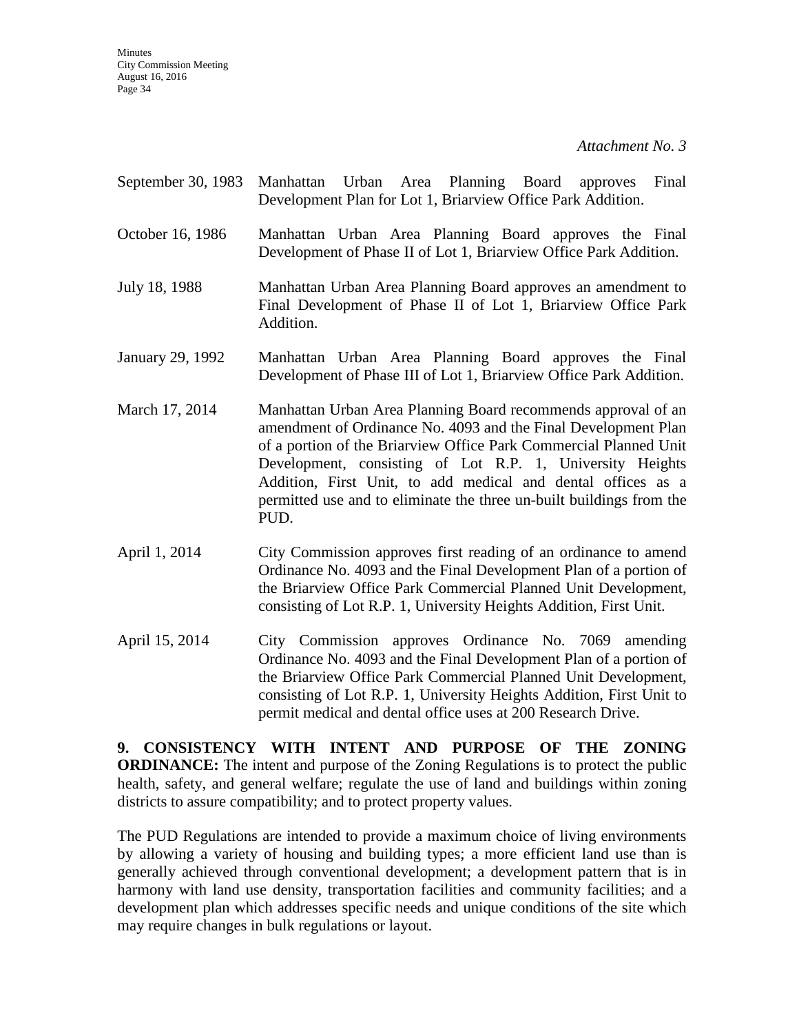*Attachment No. 3*

September 30, 1983 Manhattan Urban Area Planning Board approves Final Development Plan for Lot 1, Briarview Office Park Addition.

October 16, 1986 Manhattan Urban Area Planning Board approves the Final Development of Phase II of Lot 1, Briarview Office Park Addition.

July 18, 1988 Manhattan Urban Area Planning Board approves an amendment to Final Development of Phase II of Lot 1, Briarview Office Park Addition.

January 29, 1992 Manhattan Urban Area Planning Board approves the Final Development of Phase III of Lot 1, Briarview Office Park Addition.

March 17, 2014 Manhattan Urban Area Planning Board recommends approval of an amendment of Ordinance No. 4093 and the Final Development Plan of a portion of the Briarview Office Park Commercial Planned Unit Development, consisting of Lot R.P. 1, University Heights Addition, First Unit, to add medical and dental offices as a permitted use and to eliminate the three un-built buildings from the PUD.

April 1, 2014 City Commission approves first reading of an ordinance to amend Ordinance No. 4093 and the Final Development Plan of a portion of the Briarview Office Park Commercial Planned Unit Development, consisting of Lot R.P. 1, University Heights Addition, First Unit.

April 15, 2014 City Commission approves Ordinance No. 7069 amending Ordinance No. 4093 and the Final Development Plan of a portion of the Briarview Office Park Commercial Planned Unit Development, consisting of Lot R.P. 1, University Heights Addition, First Unit to permit medical and dental office uses at 200 Research Drive.

**9. CONSISTENCY WITH INTENT AND PURPOSE OF THE ZONING ORDINANCE:** The intent and purpose of the Zoning Regulations is to protect the public health, safety, and general welfare; regulate the use of land and buildings within zoning districts to assure compatibility; and to protect property values.

The PUD Regulations are intended to provide a maximum choice of living environments by allowing a variety of housing and building types; a more efficient land use than is generally achieved through conventional development; a development pattern that is in harmony with land use density, transportation facilities and community facilities; and a development plan which addresses specific needs and unique conditions of the site which may require changes in bulk regulations or layout.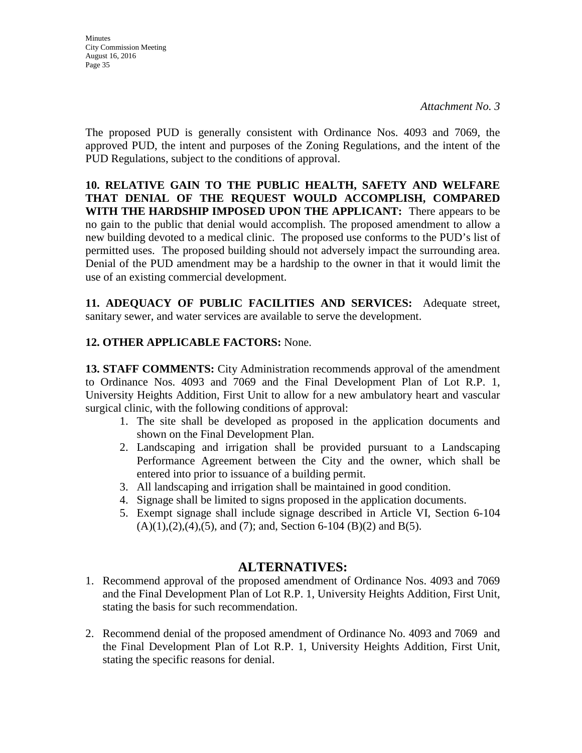*Attachment No. 3*

The proposed PUD is generally consistent with Ordinance Nos. 4093 and 7069, the approved PUD, the intent and purposes of the Zoning Regulations, and the intent of the PUD Regulations, subject to the conditions of approval.

**10. RELATIVE GAIN TO THE PUBLIC HEALTH, SAFETY AND WELFARE THAT DENIAL OF THE REQUEST WOULD ACCOMPLISH, COMPARED WITH THE HARDSHIP IMPOSED UPON THE APPLICANT:** There appears to be no gain to the public that denial would accomplish. The proposed amendment to allow a new building devoted to a medical clinic. The proposed use conforms to the PUD's list of permitted uses. The proposed building should not adversely impact the surrounding area. Denial of the PUD amendment may be a hardship to the owner in that it would limit the use of an existing commercial development.

**11. ADEQUACY OF PUBLIC FACILITIES AND SERVICES:** Adequate street, sanitary sewer, and water services are available to serve the development.

**12. OTHER APPLICABLE FACTORS:** None.

**13. STAFF COMMENTS:** City Administration recommends approval of the amendment to Ordinance Nos. 4093 and 7069 and the Final Development Plan of Lot R.P. 1, University Heights Addition, First Unit to allow for a new ambulatory heart and vascular surgical clinic, with the following conditions of approval:

1. The site shall be developed as proposed in the application documents and shown on the Final Development Plan.
2. Landscaping and irrigation shall be provided pursuant to a Landscaping Performance Agreement between the City and the owner, which shall be entered into prior to issuance of a building permit.
3. All landscaping and irrigation shall be maintained in good condition.
4. Signage shall be limited to signs proposed in the application documents.
5. Exempt signage shall include signage described in Article VI, Section 6-104 (A)(1),(2),(4),(5), and (7); and, Section 6-104 (B)(2) and B(5).

## ALTERNATIVES:

1. Recommend approval of the proposed amendment of Ordinance Nos. 4093 and 7069 and the Final Development Plan of Lot R.P. 1, University Heights Addition, First Unit, stating the basis for such recommendation.

2. Recommend denial of the proposed amendment of Ordinance No. 4093 and 7069 and the Final Development Plan of Lot R.P. 1, University Heights Addition, First Unit, stating the specific reasons for denial.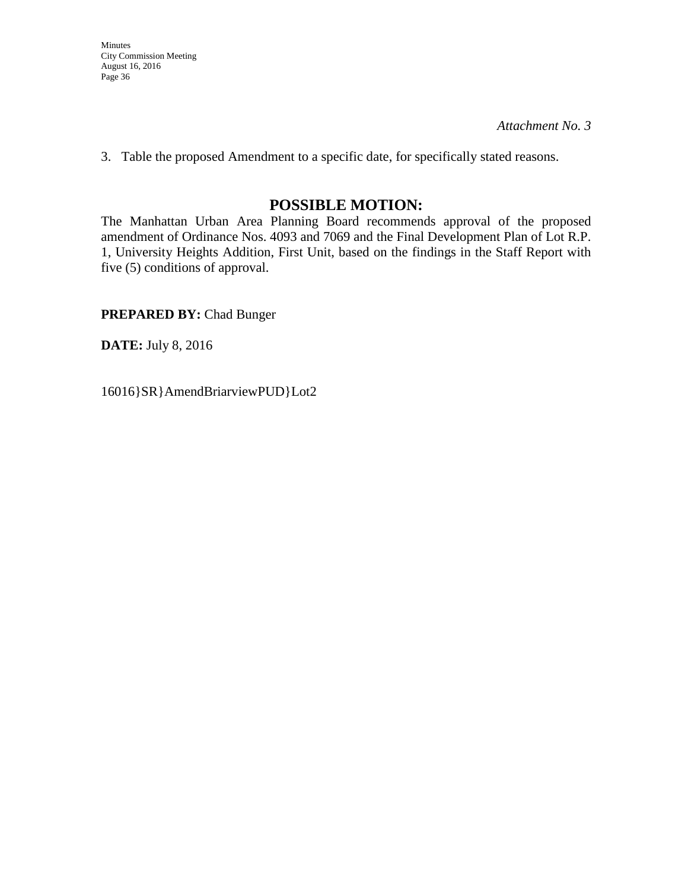*Attachment No. 3*

3. Table the proposed Amendment to a specific date, for specifically stated reasons.

## POSSIBLE MOTION:

The Manhattan Urban Area Planning Board recommends approval of the proposed amendment of Ordinance Nos. 4093 and 7069 and the Final Development Plan of Lot R.P. 1, University Heights Addition, First Unit, based on the findings in the Staff Report with five (5) conditions of approval.

**PREPARED BY:** Chad Bunger

**DATE:** July 8, 2016

16016}SR}AmendBriarviewPUD}Lot2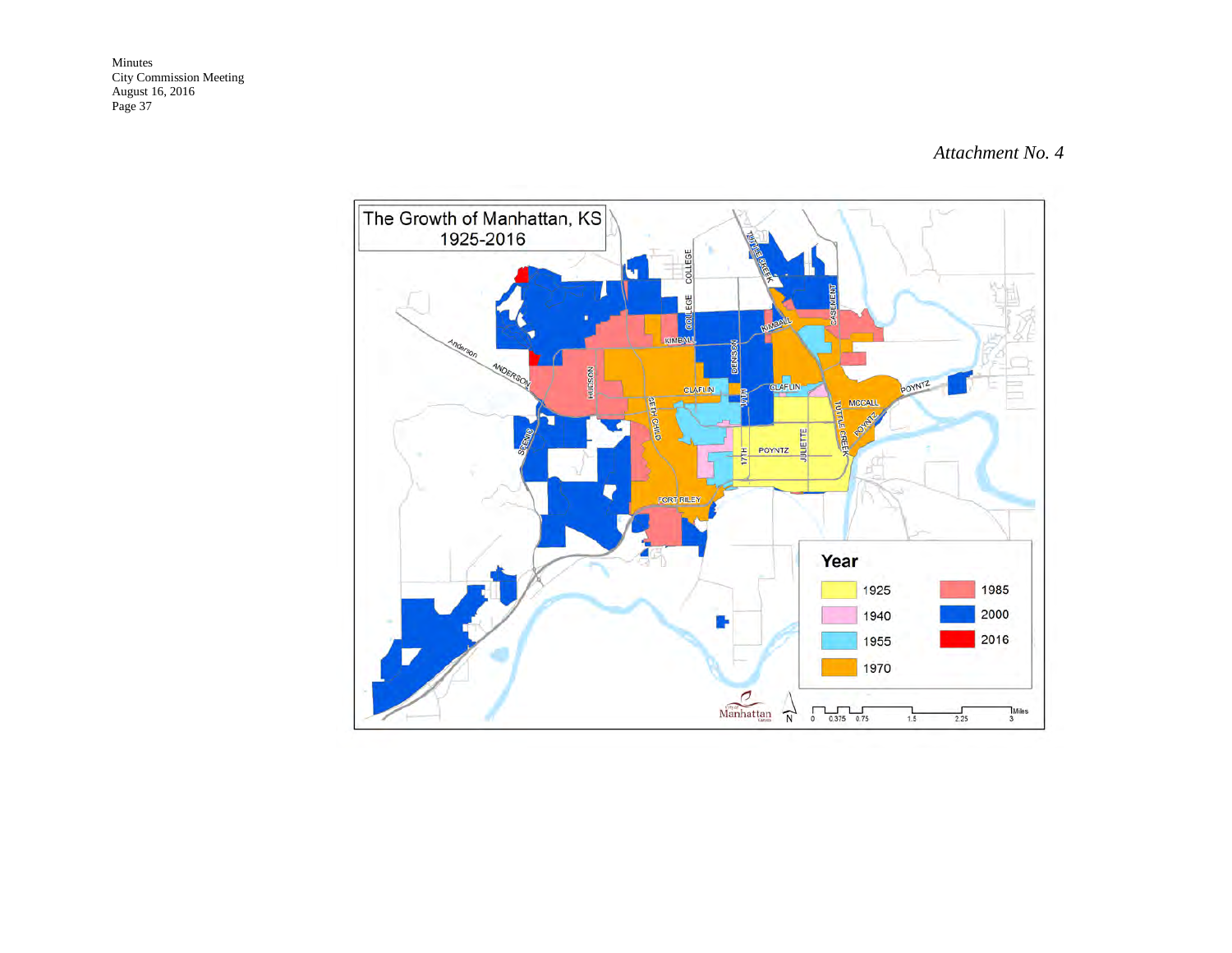*Attachment No. 4*

The Growth of Manhattan, KS
1925-2016

Year

- 1925
- 1940
- 1955
- 1970
- 1985
- 2000
- 2016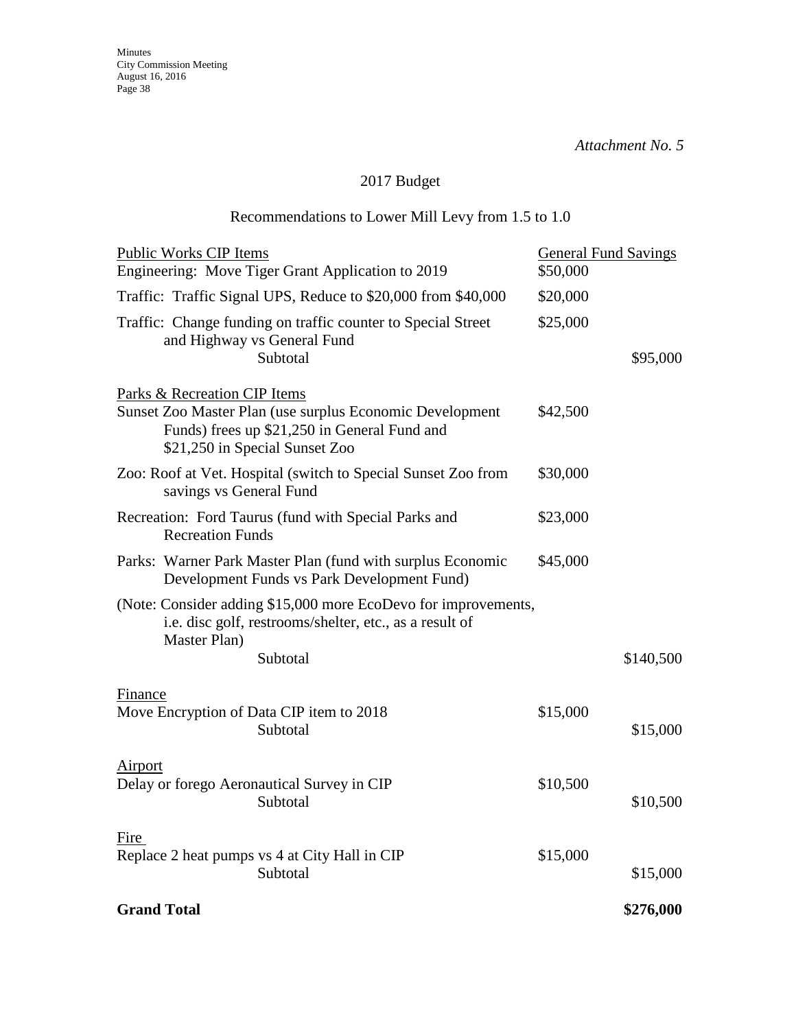*Attachment No. 5*

2017 Budget

Recommendations to Lower Mill Levy from 1.5 to 1.0

| | | |
|---|---|---|
| <u>Public Works CIP Items</u> | <u>General Fund Savings</u> | |
| Engineering: Move Tiger Grant Application to 2019 | $50,000 | |
| Traffic: Traffic Signal UPS, Reduce to $20,000 from $40,000 | $20,000 | |
| Traffic: Change funding on traffic counter to Special Street and Highway vs General Fund | $25,000 | |
| Subtotal | | $95,000 |
| <u>Parks & Recreation CIP Items</u> | | |
| Sunset Zoo Master Plan (use surplus Economic Development Funds) frees up $21,250 in General Fund and $21,250 in Special Sunset Zoo | $42,500 | |
| Zoo: Roof at Vet. Hospital (switch to Special Sunset Zoo from savings vs General Fund | $30,000 | |
| Recreation: Ford Taurus (fund with Special Parks and Recreation Funds | $23,000 | |
| Parks: Warner Park Master Plan (fund with surplus Economic Development Funds vs Park Development Fund) | $45,000 | |
| (Note: Consider adding $15,000 more EcoDevo for improvements, i.e. disc golf, restrooms/shelter, etc., as a result of Master Plan) | | |
| Subtotal | | $140,500 |
| <u>Finance</u> | | |
| Move Encryption of Data CIP item to 2018 | $15,000 | |
| Subtotal | | $15,000 |
| <u>Airport</u> | | |
| Delay or forego Aeronautical Survey in CIP | $10,500 | |
| Subtotal | | $10,500 |
| <u>Fire</u> | | |
| Replace 2 heat pumps vs 4 at City Hall in CIP | $15,000 | |
| Subtotal | | $15,000 |
| **Grand Total** | | **$276,000** |